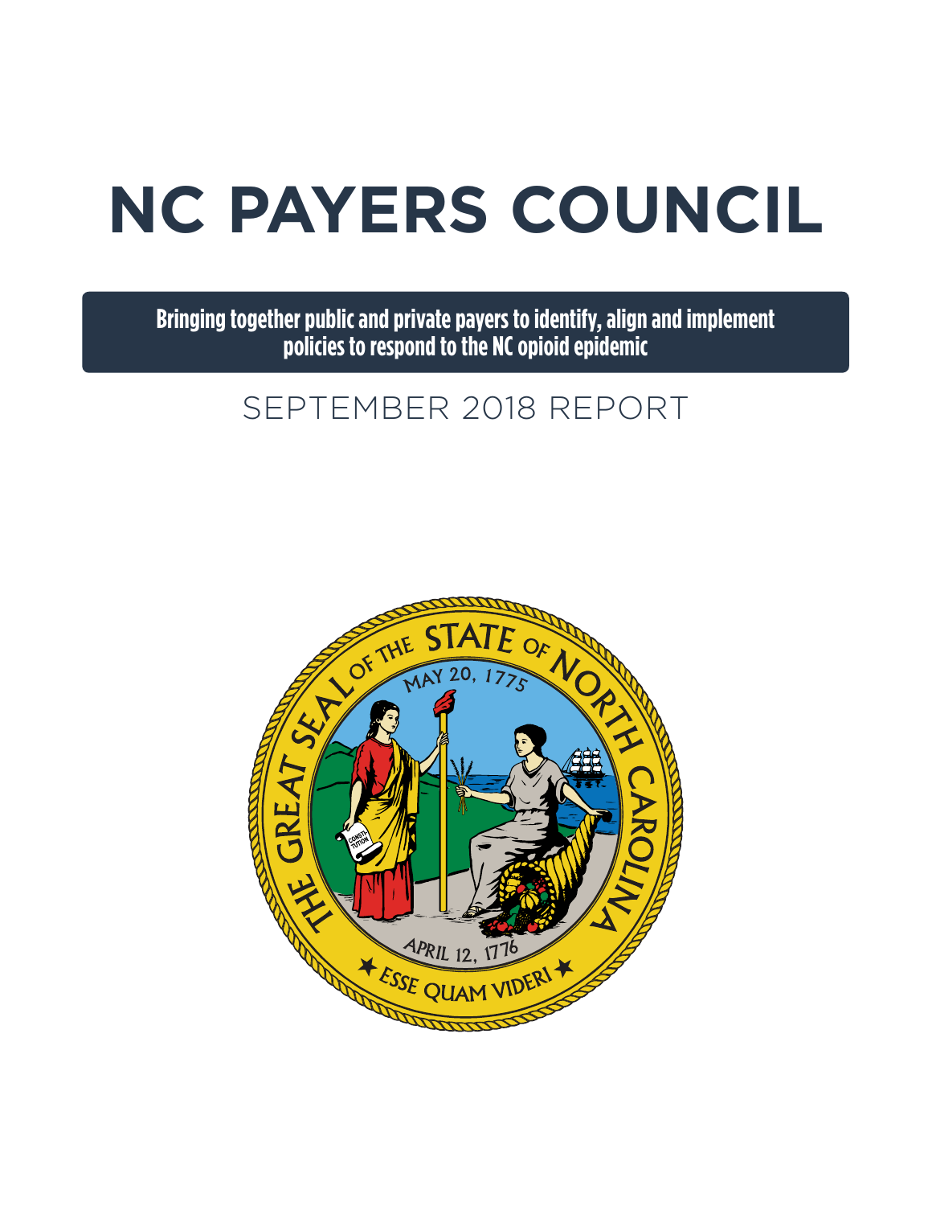# NC PAYERS COUNCIL

**Bringing together public and private payers to identify, align and implement policies to respond to the NC opioid epidemic**

SEPTEMBER 2018 REPORT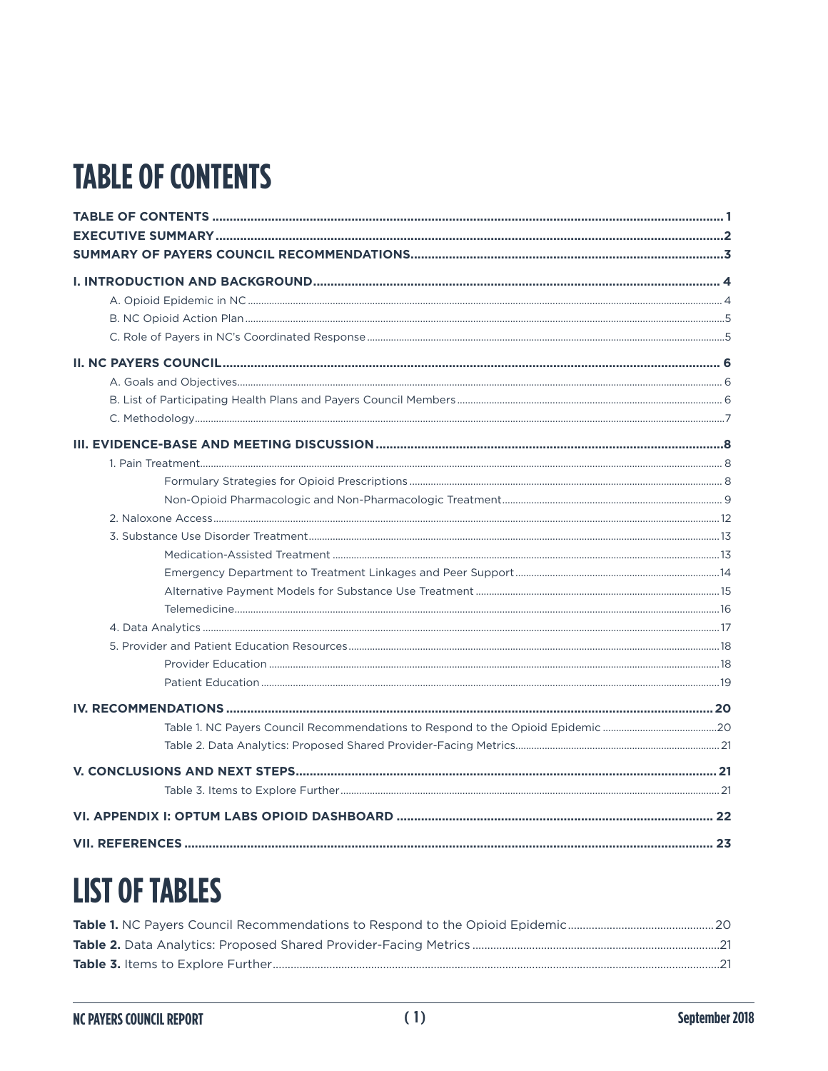# TABLE OF CONTENTS

**TABLE OF CONTENTS** ..... 1
**EXECUTIVE SUMMARY** ..... 2
**SUMMARY OF PAYERS COUNCIL RECOMMENDATIONS** ..... 3

**I. INTRODUCTION AND BACKGROUND** ..... 4
- A. Opioid Epidemic in NC ..... 4
- B. NC Opioid Action Plan ..... 5
- C. Role of Payers in NC's Coordinated Response ..... 5

**II. NC PAYERS COUNCIL** ..... 6
- A. Goals and Objectives ..... 6
- B. List of Participating Health Plans and Payers Council Members ..... 6
- C. Methodology ..... 7

**III. EVIDENCE-BASE AND MEETING DISCUSSION** ..... 8
- 1. Pain Treatment ..... 8
  - Formulary Strategies for Opioid Prescriptions ..... 8
  - Non-Opioid Pharmacologic and Non-Pharmacologic Treatment ..... 9
- 2. Naloxone Access ..... 12
- 3. Substance Use Disorder Treatment ..... 13
  - Medication-Assisted Treatment ..... 13
  - Emergency Department to Treatment Linkages and Peer Support ..... 14
  - Alternative Payment Models for Substance Use Treatment ..... 15
  - Telemedicine ..... 16
- 4. Data Analytics ..... 17
- 5. Provider and Patient Education Resources ..... 18
  - Provider Education ..... 18
  - Patient Education ..... 19

**IV. RECOMMENDATIONS** ..... 20
- Table 1. NC Payers Council Recommendations to Respond to the Opioid Epidemic ..... 20
- Table 2. Data Analytics: Proposed Shared Provider-Facing Metrics ..... 21

**V. CONCLUSIONS AND NEXT STEPS** ..... 21
- Table 3. Items to Explore Further ..... 21

**VI. APPENDIX I: OPTUM LABS OPIOID DASHBOARD** ..... 22

**VII. REFERENCES** ..... 23

# LIST OF TABLES

**Table 1.** NC Payers Council Recommendations to Respond to the Opioid Epidemic ..... 20
**Table 2.** Data Analytics: Proposed Shared Provider-Facing Metrics ..... 21
**Table 3.** Items to Explore Further ..... 21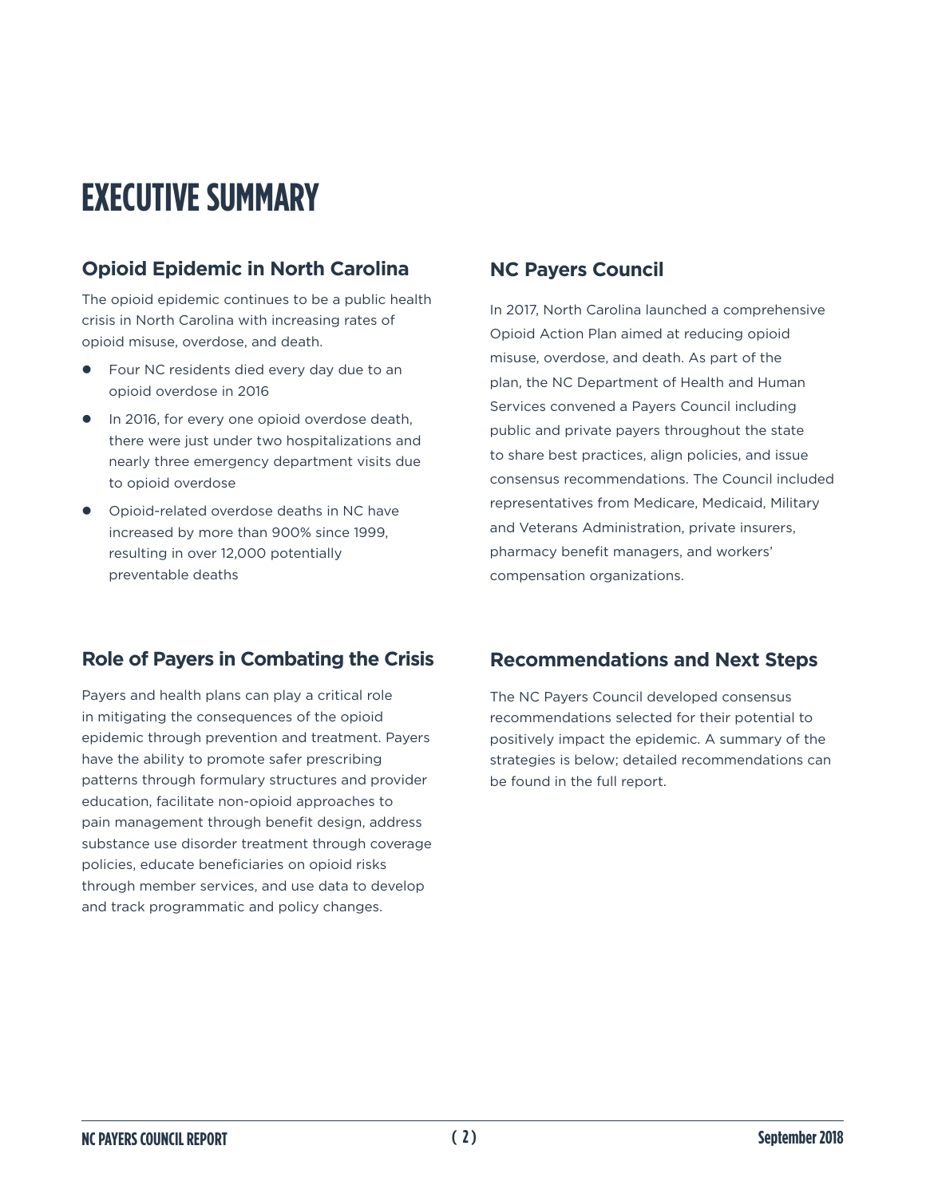# EXECUTIVE SUMMARY

## Opioid Epidemic in North Carolina

The opioid epidemic continues to be a public health crisis in North Carolina with increasing rates of opioid misuse, overdose, and death.

- Four NC residents died every day due to an opioid overdose in 2016
- In 2016, for every one opioid overdose death, there were just under two hospitalizations and nearly three emergency department visits due to opioid overdose
- Opioid-related overdose deaths in NC have increased by more than 900% since 1999, resulting in over 12,000 potentially preventable deaths

## Role of Payers in Combating the Crisis

Payers and health plans can play a critical role in mitigating the consequences of the opioid epidemic through prevention and treatment. Payers have the ability to promote safer prescribing patterns through formulary structures and provider education, facilitate non-opioid approaches to pain management through benefit design, address substance use disorder treatment through coverage policies, educate beneficiaries on opioid risks through member services, and use data to develop and track programmatic and policy changes.

## NC Payers Council

In 2017, North Carolina launched a comprehensive Opioid Action Plan aimed at reducing opioid misuse, overdose, and death. As part of the plan, the NC Department of Health and Human Services convened a Payers Council including public and private payers throughout the state to share best practices, align policies, and issue consensus recommendations. The Council included representatives from Medicare, Medicaid, Military and Veterans Administration, private insurers, pharmacy benefit managers, and workers' compensation organizations.

## Recommendations and Next Steps

The NC Payers Council developed consensus recommendations selected for their potential to positively impact the epidemic. A summary of the strategies is below; detailed recommendations can be found in the full report.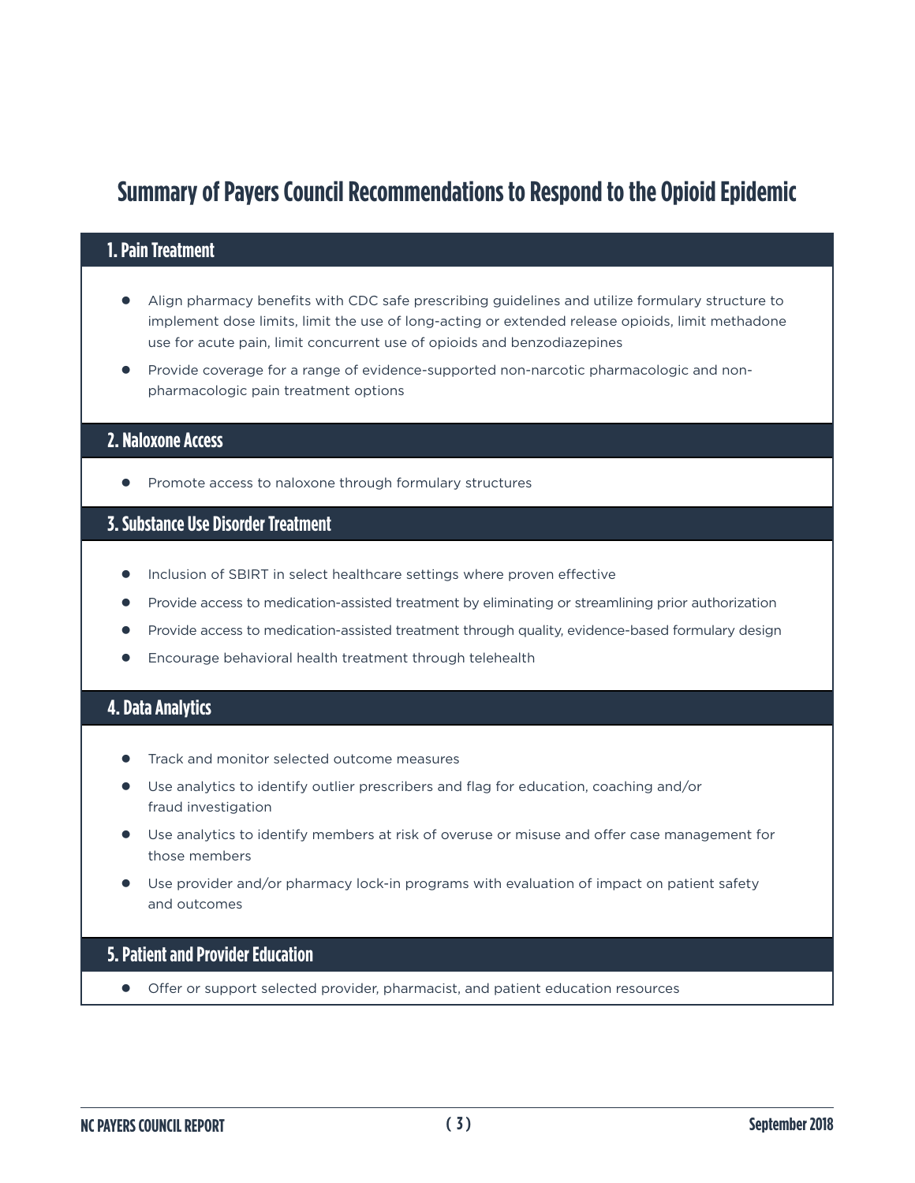# Summary of Payers Council Recommendations to Respond to the Opioid Epidemic

## 1. Pain Treatment

- Align pharmacy benefits with CDC safe prescribing guidelines and utilize formulary structure to implement dose limits, limit the use of long-acting or extended release opioids, limit methadone use for acute pain, limit concurrent use of opioids and benzodiazepines
- Provide coverage for a range of evidence-supported non-narcotic pharmacologic and non-pharmacologic pain treatment options

## 2. Naloxone Access

- Promote access to naloxone through formulary structures

## 3. Substance Use Disorder Treatment

- Inclusion of SBIRT in select healthcare settings where proven effective
- Provide access to medication-assisted treatment by eliminating or streamlining prior authorization
- Provide access to medication-assisted treatment through quality, evidence-based formulary design
- Encourage behavioral health treatment through telehealth

## 4. Data Analytics

- Track and monitor selected outcome measures
- Use analytics to identify outlier prescribers and flag for education, coaching and/or fraud investigation
- Use analytics to identify members at risk of overuse or misuse and offer case management for those members
- Use provider and/or pharmacy lock-in programs with evaluation of impact on patient safety and outcomes

## 5. Patient and Provider Education

- Offer or support selected provider, pharmacist, and patient education resources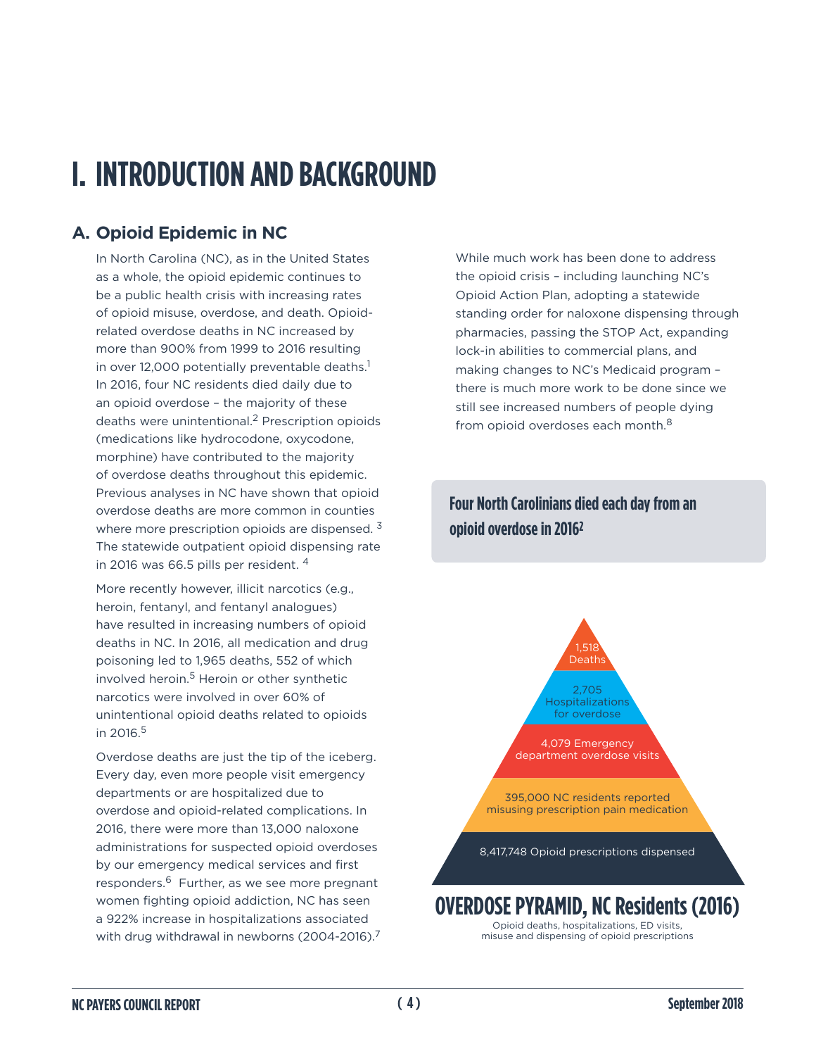# I. INTRODUCTION AND BACKGROUND

## A. Opioid Epidemic in NC

In North Carolina (NC), as in the United States as a whole, the opioid epidemic continues to be a public health crisis with increasing rates of opioid misuse, overdose, and death. Opioid-related overdose deaths in NC increased by more than 900% from 1999 to 2016 resulting in over 12,000 potentially preventable deaths.[1] In 2016, four NC residents died daily due to an opioid overdose – the majority of these deaths were unintentional.[2] Prescription opioids (medications like hydrocodone, oxycodone, morphine) have contributed to the majority of overdose deaths throughout this epidemic. Previous analyses in NC have shown that opioid overdose deaths are more common in counties where more prescription opioids are dispensed.[3] The statewide outpatient opioid dispensing rate in 2016 was 66.5 pills per resident.[4]

More recently however, illicit narcotics (e.g., heroin, fentanyl, and fentanyl analogues) have resulted in increasing numbers of opioid deaths in NC. In 2016, all medication and drug poisoning led to 1,965 deaths, 552 of which involved heroin.[5] Heroin or other synthetic narcotics were involved in over 60% of unintentional opioid deaths related to opioids in 2016.[5]

Overdose deaths are just the tip of the iceberg. Every day, even more people visit emergency departments or are hospitalized due to overdose and opioid-related complications. In 2016, there were more than 13,000 naloxone administrations for suspected opioid overdoses by our emergency medical services and first responders.[6] Further, as we see more pregnant women fighting opioid addiction, NC has seen a 922% increase in hospitalizations associated with drug withdrawal in newborns (2004-2016).[7]

While much work has been done to address the opioid crisis – including launching NC's Opioid Action Plan, adopting a statewide standing order for naloxone dispensing through pharmacies, passing the STOP Act, expanding lock-in abilities to commercial plans, and making changes to NC's Medicaid program – there is much more work to be done since we still see increased numbers of people dying from opioid overdoses each month.[8]

**Four North Carolinians died each day from an opioid overdose in 2016[2]**

1,518 Deaths

2,705 Hospitalizations for overdose

4,079 Emergency department overdose visits

395,000 NC residents reported misusing prescription pain medication

8,417,748 Opioid prescriptions dispensed

**OVERDOSE PYRAMID, NC Residents (2016)**

Opioid deaths, hospitalizations, ED visits, misuse and dispensing of opioid prescriptions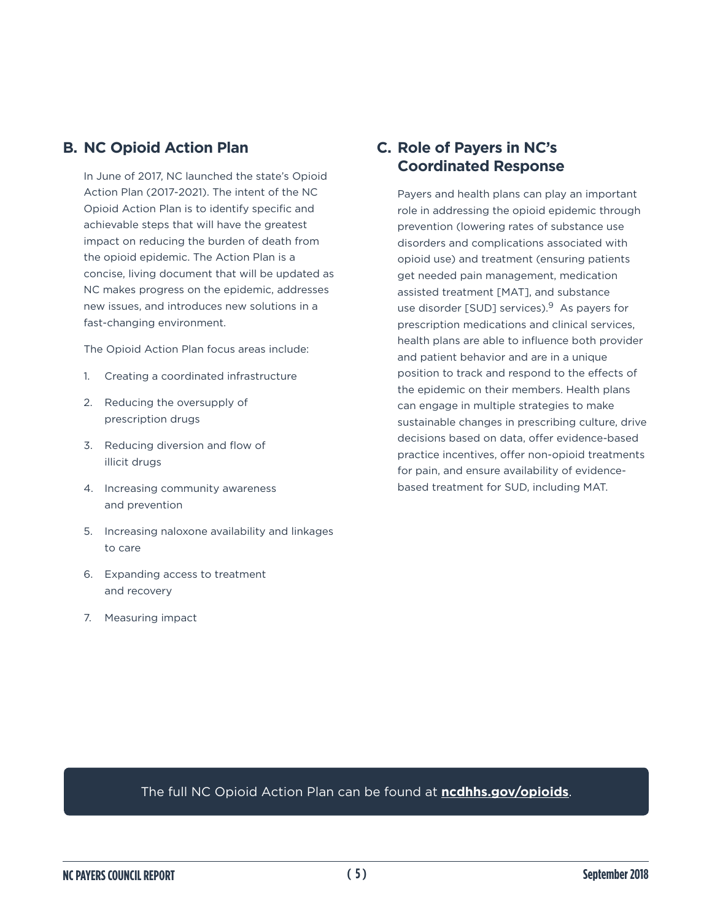## B. NC Opioid Action Plan

In June of 2017, NC launched the state's Opioid Action Plan (2017-2021). The intent of the NC Opioid Action Plan is to identify specific and achievable steps that will have the greatest impact on reducing the burden of death from the opioid epidemic. The Action Plan is a concise, living document that will be updated as NC makes progress on the epidemic, addresses new issues, and introduces new solutions in a fast-changing environment.

The Opioid Action Plan focus areas include:

1. Creating a coordinated infrastructure
2. Reducing the oversupply of prescription drugs
3. Reducing diversion and flow of illicit drugs
4. Increasing community awareness and prevention
5. Increasing naloxone availability and linkages to care
6. Expanding access to treatment and recovery
7. Measuring impact

## C. Role of Payers in NC's Coordinated Response

Payers and health plans can play an important role in addressing the opioid epidemic through prevention (lowering rates of substance use disorders and complications associated with opioid use) and treatment (ensuring patients get needed pain management, medication assisted treatment [MAT], and substance use disorder [SUD] services).[9] As payers for prescription medications and clinical services, health plans are able to influence both provider and patient behavior and are in a unique position to track and respond to the effects of the epidemic on their members. Health plans can engage in multiple strategies to make sustainable changes in prescribing culture, drive decisions based on data, offer evidence-based practice incentives, offer non-opioid treatments for pain, and ensure availability of evidence-based treatment for SUD, including MAT.

The full NC Opioid Action Plan can be found at **ncdhhs.gov/opioids**.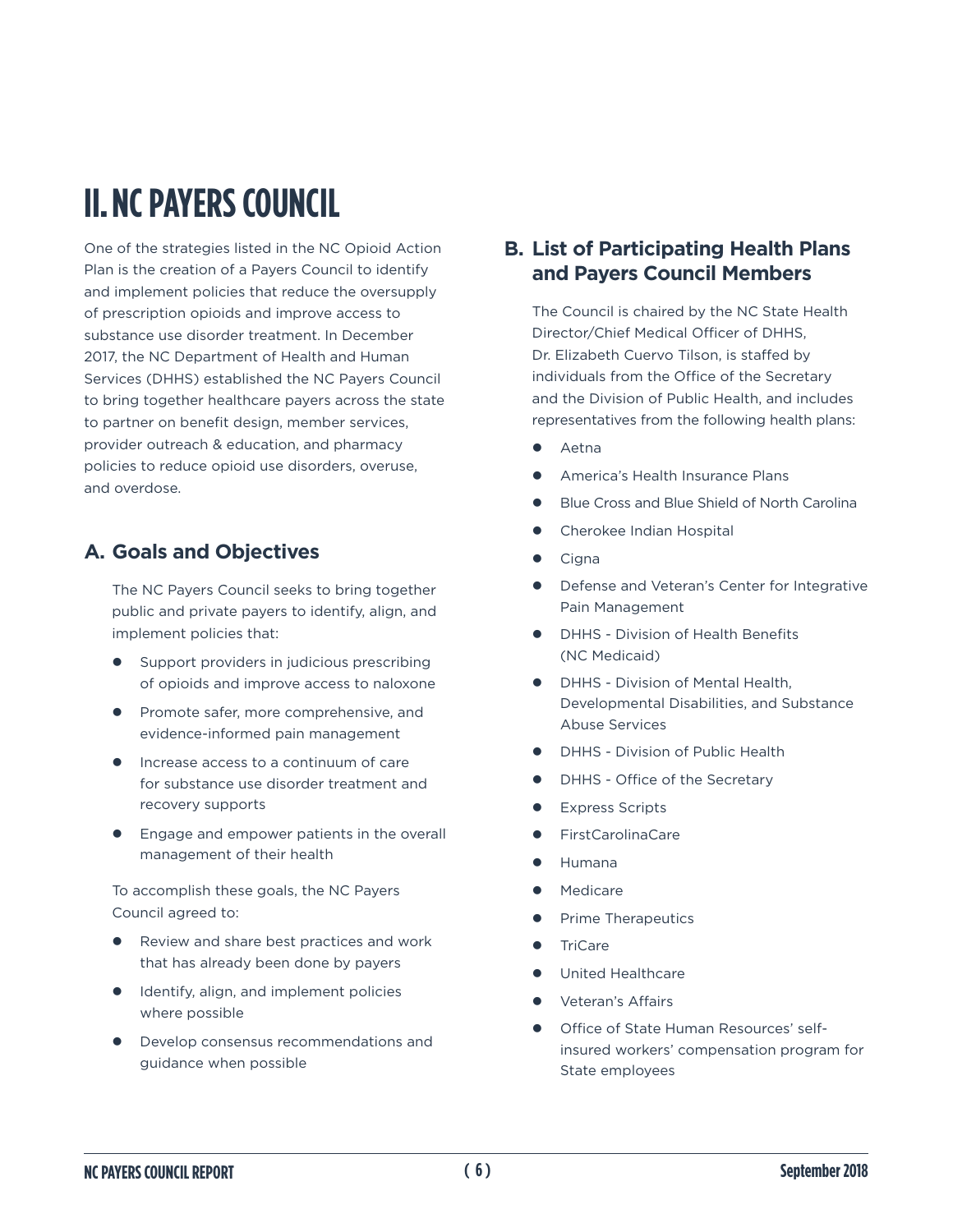# II. NC PAYERS COUNCIL

One of the strategies listed in the NC Opioid Action Plan is the creation of a Payers Council to identify and implement policies that reduce the oversupply of prescription opioids and improve access to substance use disorder treatment. In December 2017, the NC Department of Health and Human Services (DHHS) established the NC Payers Council to bring together healthcare payers across the state to partner on benefit design, member services, provider outreach & education, and pharmacy policies to reduce opioid use disorders, overuse, and overdose.

## A. Goals and Objectives

The NC Payers Council seeks to bring together public and private payers to identify, align, and implement policies that:

- Support providers in judicious prescribing of opioids and improve access to naloxone
- Promote safer, more comprehensive, and evidence-informed pain management
- Increase access to a continuum of care for substance use disorder treatment and recovery supports
- Engage and empower patients in the overall management of their health

To accomplish these goals, the NC Payers Council agreed to:

- Review and share best practices and work that has already been done by payers
- Identify, align, and implement policies where possible
- Develop consensus recommendations and guidance when possible

## B. List of Participating Health Plans and Payers Council Members

The Council is chaired by the NC State Health Director/Chief Medical Officer of DHHS, Dr. Elizabeth Cuervo Tilson, is staffed by individuals from the Office of the Secretary and the Division of Public Health, and includes representatives from the following health plans:

- Aetna
- America's Health Insurance Plans
- Blue Cross and Blue Shield of North Carolina
- Cherokee Indian Hospital
- Cigna
- Defense and Veteran's Center for Integrative Pain Management
- DHHS - Division of Health Benefits (NC Medicaid)
- DHHS - Division of Mental Health, Developmental Disabilities, and Substance Abuse Services
- DHHS - Division of Public Health
- DHHS - Office of the Secretary
- Express Scripts
- FirstCarolinaCare
- Humana
- Medicare
- Prime Therapeutics
- TriCare
- United Healthcare
- Veteran's Affairs
- Office of State Human Resources' self-insured workers' compensation program for State employees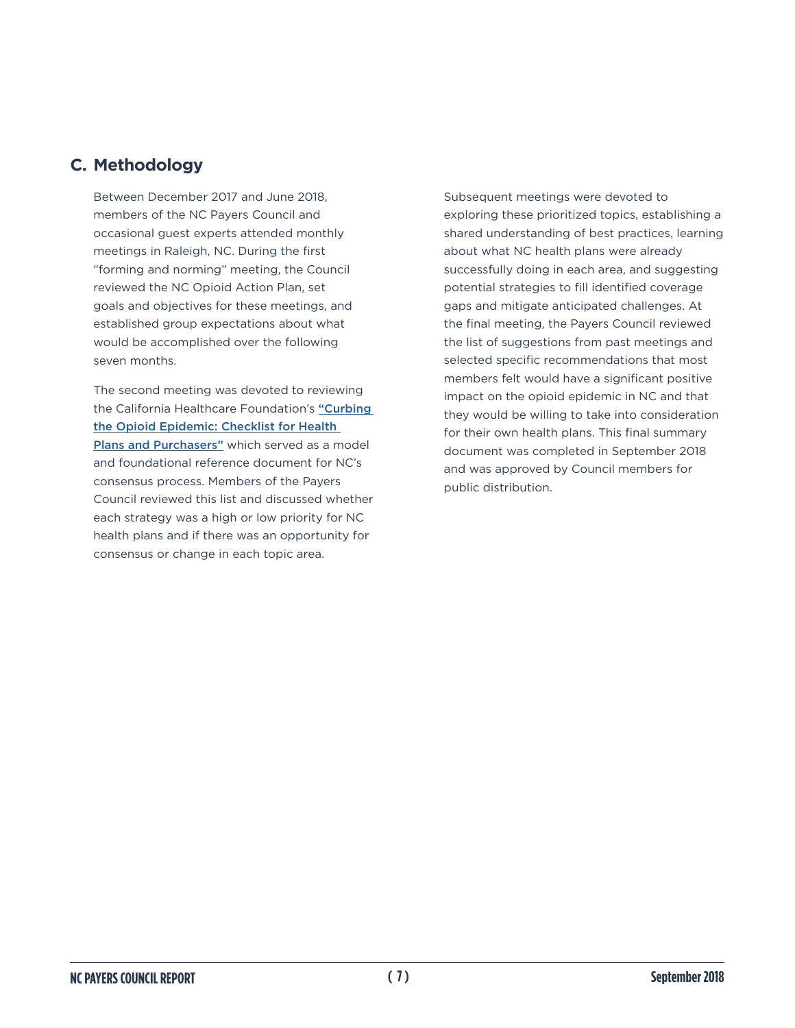## C. Methodology

Between December 2017 and June 2018, members of the NC Payers Council and occasional guest experts attended monthly meetings in Raleigh, NC. During the first "forming and norming" meeting, the Council reviewed the NC Opioid Action Plan, set goals and objectives for these meetings, and established group expectations about what would be accomplished over the following seven months.

The second meeting was devoted to reviewing the California Healthcare Foundation's **"Curbing the Opioid Epidemic: Checklist for Health Plans and Purchasers"** which served as a model and foundational reference document for NC's consensus process. Members of the Payers Council reviewed this list and discussed whether each strategy was a high or low priority for NC health plans and if there was an opportunity for consensus or change in each topic area.

Subsequent meetings were devoted to exploring these prioritized topics, establishing a shared understanding of best practices, learning about what NC health plans were already successfully doing in each area, and suggesting potential strategies to fill identified coverage gaps and mitigate anticipated challenges. At the final meeting, the Payers Council reviewed the list of suggestions from past meetings and selected specific recommendations that most members felt would have a significant positive impact on the opioid epidemic in NC and that they would be willing to take into consideration for their own health plans. This final summary document was completed in September 2018 and was approved by Council members for public distribution.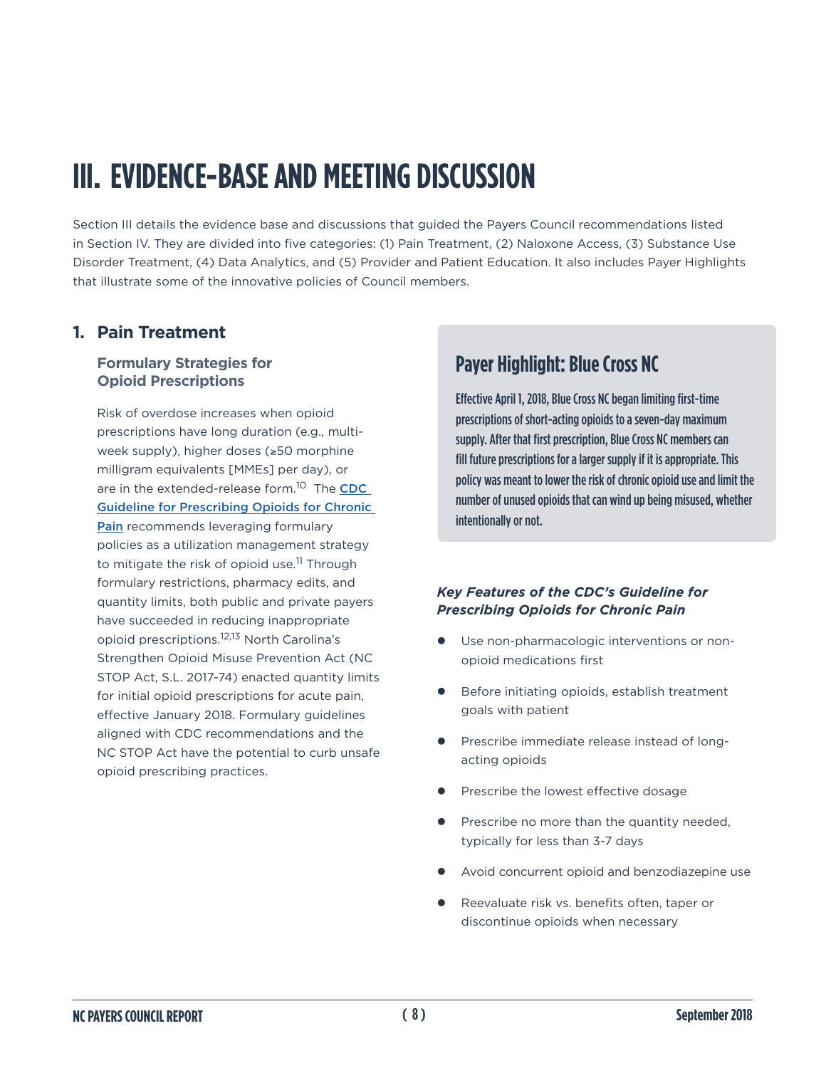# III. EVIDENCE-BASE AND MEETING DISCUSSION

Section III details the evidence base and discussions that guided the Payers Council recommendations listed in Section IV. They are divided into five categories: (1) Pain Treatment, (2) Naloxone Access, (3) Substance Use Disorder Treatment, (4) Data Analytics, and (5) Provider and Patient Education. It also includes Payer Highlights that illustrate some of the innovative policies of Council members.

## 1. Pain Treatment

### Formulary Strategies for Opioid Prescriptions

Risk of overdose increases when opioid prescriptions have long duration (e.g., multi-week supply), higher doses (≥50 morphine milligram equivalents [MMEs] per day), or are in the extended-release form.[10] The CDC Guideline for Prescribing Opioids for Chronic Pain recommends leveraging formulary policies as a utilization management strategy to mitigate the risk of opioid use.[11] Through formulary restrictions, pharmacy edits, and quantity limits, both public and private payers have succeeded in reducing inappropriate opioid prescriptions.[12,13] North Carolina's Strengthen Opioid Misuse Prevention Act (NC STOP Act, S.L. 2017-74) enacted quantity limits for initial opioid prescriptions for acute pain, effective January 2018. Formulary guidelines aligned with CDC recommendations and the NC STOP Act have the potential to curb unsafe opioid prescribing practices.

## Payer Highlight: Blue Cross NC

Effective April 1, 2018, Blue Cross NC began limiting first-time prescriptions of short-acting opioids to a seven-day maximum supply. After that first prescription, Blue Cross NC members can fill future prescriptions for a larger supply if it is appropriate. This policy was meant to lower the risk of chronic opioid use and limit the number of unused opioids that can wind up being misused, whether intentionally or not.

***Key Features of the CDC's Guideline for Prescribing Opioids for Chronic Pain***

- Use non-pharmacologic interventions or non-opioid medications first
- Before initiating opioids, establish treatment goals with patient
- Prescribe immediate release instead of long-acting opioids
- Prescribe the lowest effective dosage
- Prescribe no more than the quantity needed, typically for less than 3-7 days
- Avoid concurrent opioid and benzodiazepine use
- Reevaluate risk vs. benefits often, taper or discontinue opioids when necessary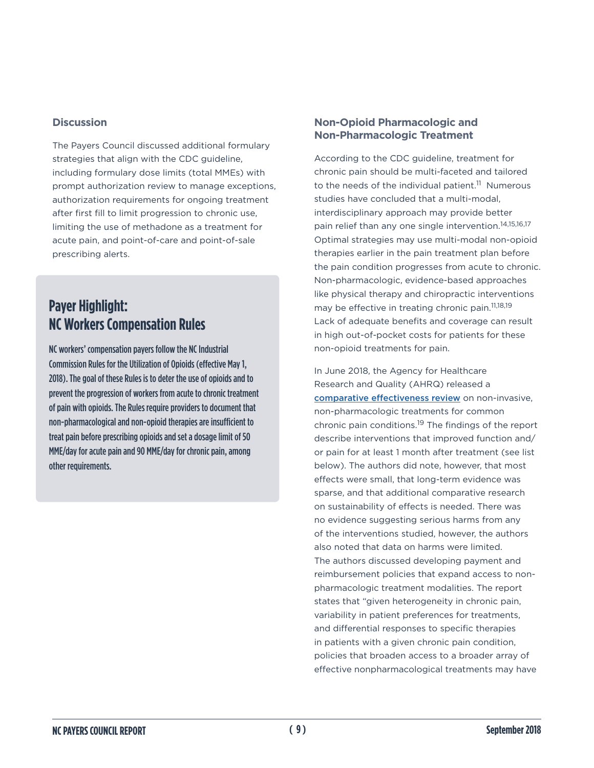### Discussion

The Payers Council discussed additional formulary strategies that align with the CDC guideline, including formulary dose limits (total MMEs) with prompt authorization review to manage exceptions, authorization requirements for ongoing treatment after first fill to limit progression to chronic use, limiting the use of methadone as a treatment for acute pain, and point-of-care and point-of-sale prescribing alerts.

## Payer Highlight: NC Workers Compensation Rules

**NC workers' compensation payers follow the NC Industrial Commission Rules for the Utilization of Opioids (effective May 1, 2018). The goal of these Rules is to deter the use of opioids and to prevent the progression of workers from acute to chronic treatment of pain with opioids. The Rules require providers to document that non-pharmacological and non-opioid therapies are insufficient to treat pain before prescribing opioids and set a dosage limit of 50 MME/day for acute pain and 90 MME/day for chronic pain, among other requirements.**

### Non-Opioid Pharmacologic and Non-Pharmacologic Treatment

According to the CDC guideline, treatment for chronic pain should be multi-faceted and tailored to the needs of the individual patient.[11] Numerous studies have concluded that a multi-modal, interdisciplinary approach may provide better pain relief than any one single intervention.[14,15,16,17] Optimal strategies may use multi-modal non-opioid therapies earlier in the pain treatment plan before the pain condition progresses from acute to chronic. Non-pharmacologic, evidence-based approaches like physical therapy and chiropractic interventions may be effective in treating chronic pain.[11,18,19] Lack of adequate benefits and coverage can result in high out-of-pocket costs for patients for these non-opioid treatments for pain.

In June 2018, the Agency for Healthcare Research and Quality (AHRQ) released a comparative effectiveness review on non-invasive, non-pharmacologic treatments for common chronic pain conditions.[19] The findings of the report describe interventions that improved function and/or pain for at least 1 month after treatment (see list below). The authors did note, however, that most effects were small, that long-term evidence was sparse, and that additional comparative research on sustainability of effects is needed. There was no evidence suggesting serious harms from any of the interventions studied, however, the authors also noted that data on harms were limited. The authors discussed developing payment and reimbursement policies that expand access to non-pharmacologic treatment modalities. The report states that "given heterogeneity in chronic pain, variability in patient preferences for treatments, and differential responses to specific therapies in patients with a given chronic pain condition, policies that broaden access to a broader array of effective nonpharmacological treatments may have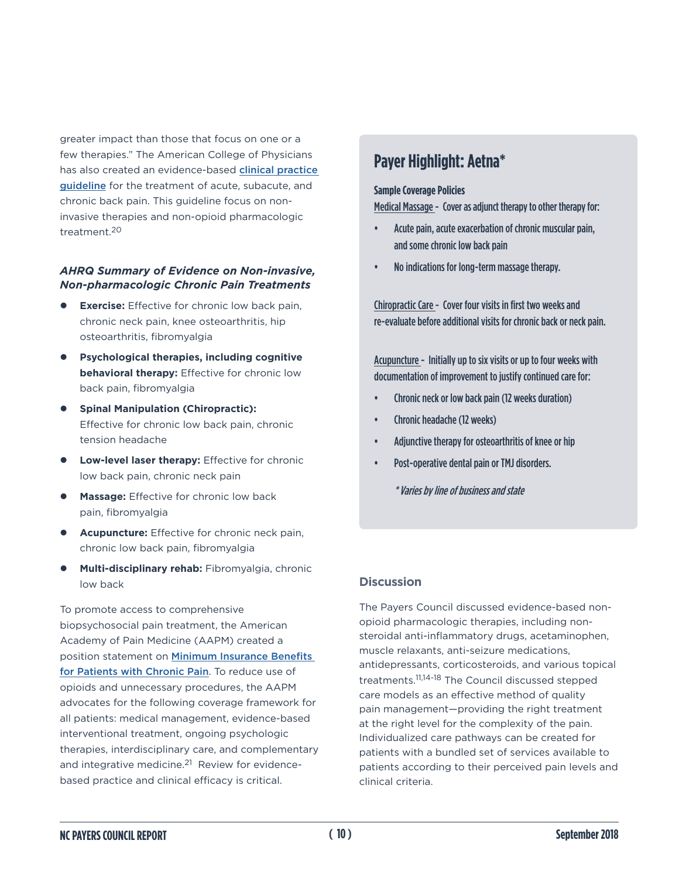greater impact than those that focus on one or a few therapies." The American College of Physicians has also created an evidence-based clinical practice guideline for the treatment of acute, subacute, and chronic back pain. This guideline focus on non-invasive therapies and non-opioid pharmacologic treatment.[20]

***AHRQ Summary of Evidence on Non-invasive, Non-pharmacologic Chronic Pain Treatments***

- **Exercise:** Effective for chronic low back pain, chronic neck pain, knee osteoarthritis, hip osteoarthritis, fibromyalgia
- **Psychological therapies, including cognitive behavioral therapy:** Effective for chronic low back pain, fibromyalgia
- **Spinal Manipulation (Chiropractic):** Effective for chronic low back pain, chronic tension headache
- **Low-level laser therapy:** Effective for chronic low back pain, chronic neck pain
- **Massage:** Effective for chronic low back pain, fibromyalgia
- **Acupuncture:** Effective for chronic neck pain, chronic low back pain, fibromyalgia
- **Multi-disciplinary rehab:** Fibromyalgia, chronic low back

To promote access to comprehensive biopsychosocial pain treatment, the American Academy of Pain Medicine (AAPM) created a position statement on Minimum Insurance Benefits for Patients with Chronic Pain. To reduce use of opioids and unnecessary procedures, the AAPM advocates for the following coverage framework for all patients: medical management, evidence-based interventional treatment, ongoing psychologic therapies, interdisciplinary care, and complementary and integrative medicine.[21] Review for evidence-based practice and clinical efficacy is critical.

## Payer Highlight: Aetna*

**Sample Coverage Policies**

Medical Massage - Cover as adjunct therapy to other therapy for:

- Acute pain, acute exacerbation of chronic muscular pain, and some chronic low back pain
- No indications for long-term massage therapy.

Chiropractic Care - Cover four visits in first two weeks and re-evaluate before additional visits for chronic back or neck pain.

Acupuncture - Initially up to six visits or up to four weeks with documentation of improvement to justify continued care for:

- Chronic neck or low back pain (12 weeks duration)
- Chronic headache (12 weeks)
- Adjunctive therapy for osteoarthritis of knee or hip
- Post-operative dental pain or TMJ disorders.

*\* Varies by line of business and state*

### Discussion

The Payers Council discussed evidence-based non-opioid pharmacologic therapies, including non-steroidal anti-inflammatory drugs, acetaminophen, muscle relaxants, anti-seizure medications, antidepressants, corticosteroids, and various topical treatments.[11,14-18] The Council discussed stepped care models as an effective method of quality pain management—providing the right treatment at the right level for the complexity of the pain. Individualized care pathways can be created for patients with a bundled set of services available to patients according to their perceived pain levels and clinical criteria.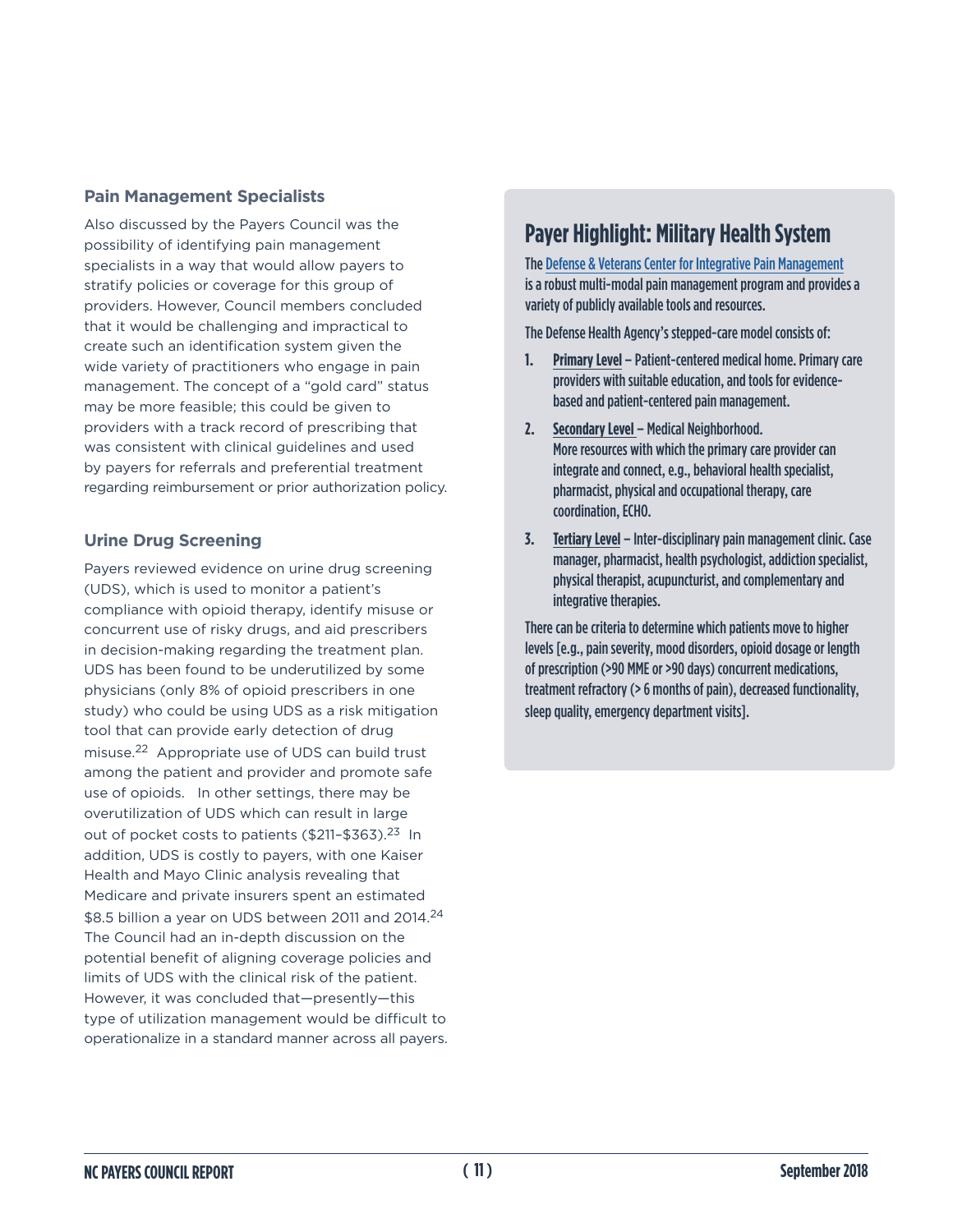### Pain Management Specialists

Also discussed by the Payers Council was the possibility of identifying pain management specialists in a way that would allow payers to stratify policies or coverage for this group of providers. However, Council members concluded that it would be challenging and impractical to create such an identification system given the wide variety of practitioners who engage in pain management. The concept of a "gold card" status may be more feasible; this could be given to providers with a track record of prescribing that was consistent with clinical guidelines and used by payers for referrals and preferential treatment regarding reimbursement or prior authorization policy.

### Urine Drug Screening

Payers reviewed evidence on urine drug screening (UDS), which is used to monitor a patient's compliance with opioid therapy, identify misuse or concurrent use of risky drugs, and aid prescribers in decision-making regarding the treatment plan. UDS has been found to be underutilized by some physicians (only 8% of opioid prescribers in one study) who could be using UDS as a risk mitigation tool that can provide early detection of drug misuse.[22] Appropriate use of UDS can build trust among the patient and provider and promote safe use of opioids. In other settings, there may be overutilization of UDS which can result in large out of pocket costs to patients ($211–$363).[23] In addition, UDS is costly to payers, with one Kaiser Health and Mayo Clinic analysis revealing that Medicare and private insurers spent an estimated $8.5 billion a year on UDS between 2011 and 2014.[24] The Council had an in-depth discussion on the potential benefit of aligning coverage policies and limits of UDS with the clinical risk of the patient. However, it was concluded that—presently—this type of utilization management would be difficult to operationalize in a standard manner across all payers.

## Payer Highlight: Military Health System

The Defense & Veterans Center for Integrative Pain Management is a robust multi-modal pain management program and provides a variety of publicly available tools and resources.

The Defense Health Agency's stepped-care model consists of:

1. **Primary Level** – Patient-centered medical home. Primary care providers with suitable education, and tools for evidence-based and patient-centered pain management.
2. **Secondary Level** – Medical Neighborhood. More resources with which the primary care provider can integrate and connect, e.g., behavioral health specialist, pharmacist, physical and occupational therapy, care coordination, ECHO.
3. **Tertiary Level** – Inter-disciplinary pain management clinic. Case manager, pharmacist, health psychologist, addiction specialist, physical therapist, acupuncturist, and complementary and integrative therapies.

There can be criteria to determine which patients move to higher levels [e.g., pain severity, mood disorders, opioid dosage or length of prescription (>90 MME or >90 days) concurrent medications, treatment refractory (> 6 months of pain), decreased functionality, sleep quality, emergency department visits].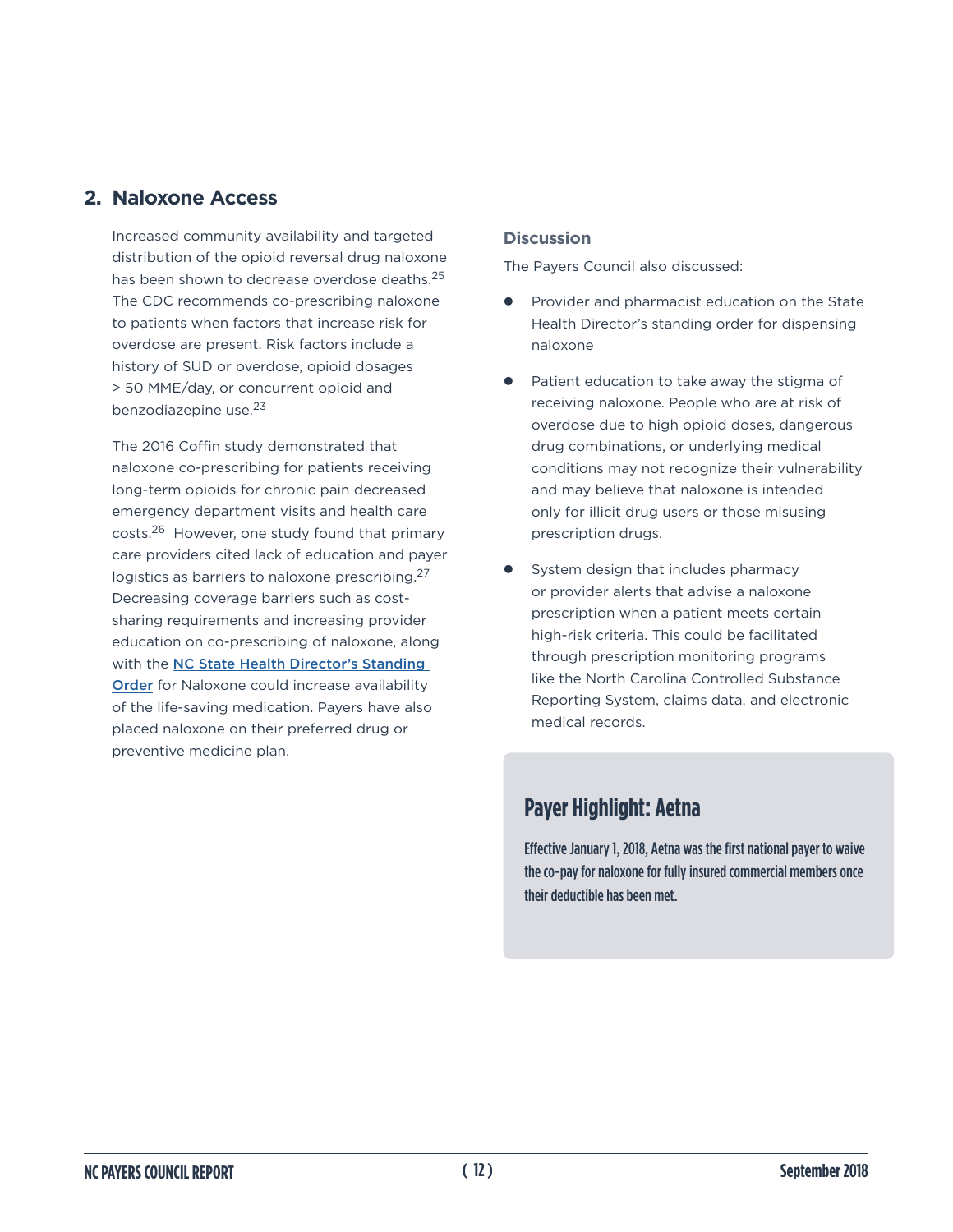## 2. Naloxone Access

Increased community availability and targeted distribution of the opioid reversal drug naloxone has been shown to decrease overdose deaths.[25] The CDC recommends co-prescribing naloxone to patients when factors that increase risk for overdose are present. Risk factors include a history of SUD or overdose, opioid dosages > 50 MME/day, or concurrent opioid and benzodiazepine use.[23]

The 2016 Coffin study demonstrated that naloxone co-prescribing for patients receiving long-term opioids for chronic pain decreased emergency department visits and health care costs.[26] However, one study found that primary care providers cited lack of education and payer logistics as barriers to naloxone prescribing.[27] Decreasing coverage barriers such as cost-sharing requirements and increasing provider education on co-prescribing of naloxone, along with the NC State Health Director's Standing Order for Naloxone could increase availability of the life-saving medication. Payers have also placed naloxone on their preferred drug or preventive medicine plan.

### Discussion

The Payers Council also discussed:

- Provider and pharmacist education on the State Health Director's standing order for dispensing naloxone
- Patient education to take away the stigma of receiving naloxone. People who are at risk of overdose due to high opioid doses, dangerous drug combinations, or underlying medical conditions may not recognize their vulnerability and may believe that naloxone is intended only for illicit drug users or those misusing prescription drugs.
- System design that includes pharmacy or provider alerts that advise a naloxone prescription when a patient meets certain high-risk criteria. This could be facilitated through prescription monitoring programs like the North Carolina Controlled Substance Reporting System, claims data, and electronic medical records.

### Payer Highlight: Aetna

Effective January 1, 2018, Aetna was the first national payer to waive the co-pay for naloxone for fully insured commercial members once their deductible has been met.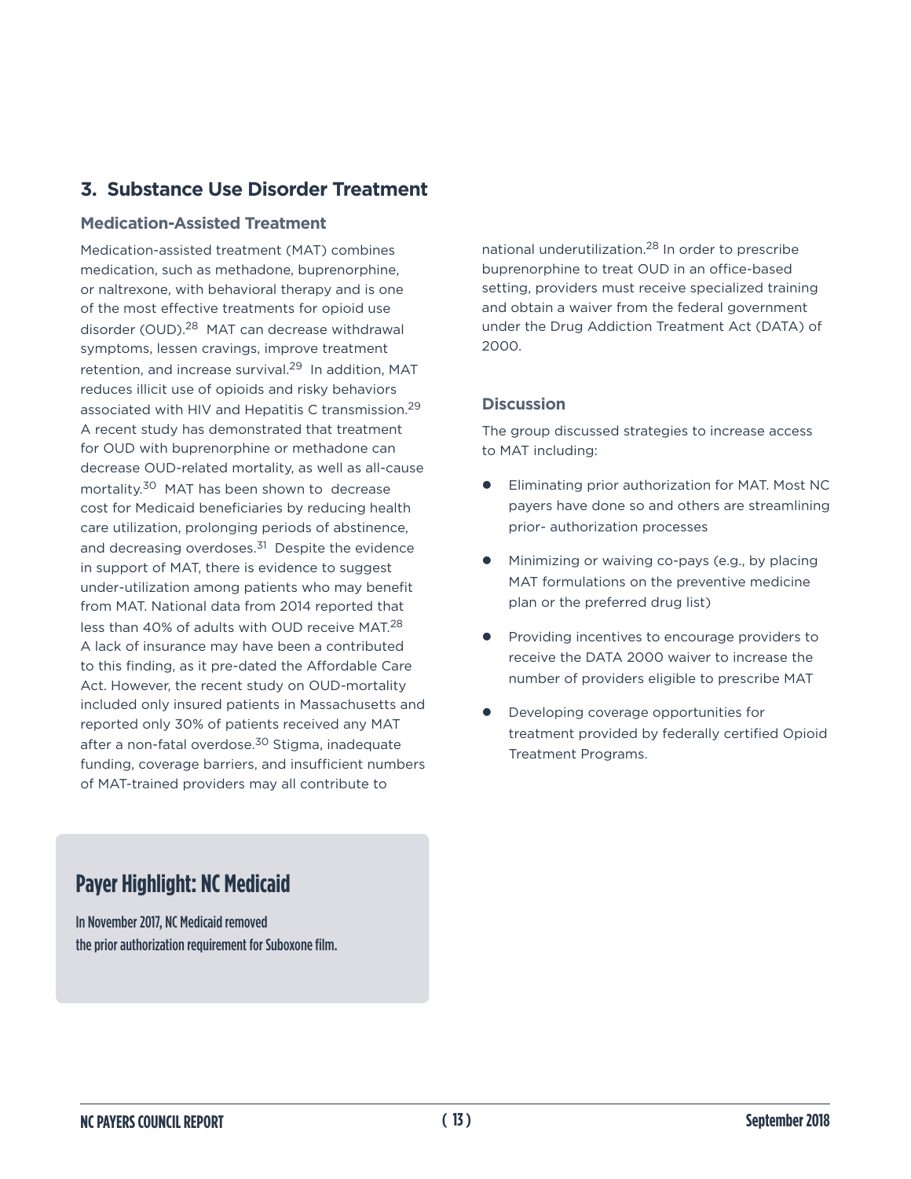## 3. Substance Use Disorder Treatment

### Medication-Assisted Treatment

Medication-assisted treatment (MAT) combines medication, such as methadone, buprenorphine, or naltrexone, with behavioral therapy and is one of the most effective treatments for opioid use disorder (OUD).[28] MAT can decrease withdrawal symptoms, lessen cravings, improve treatment retention, and increase survival.[29] In addition, MAT reduces illicit use of opioids and risky behaviors associated with HIV and Hepatitis C transmission.[29] A recent study has demonstrated that treatment for OUD with buprenorphine or methadone can decrease OUD-related mortality, as well as all-cause mortality.[30] MAT has been shown to decrease cost for Medicaid beneficiaries by reducing health care utilization, prolonging periods of abstinence, and decreasing overdoses.[31] Despite the evidence in support of MAT, there is evidence to suggest under-utilization among patients who may benefit from MAT. National data from 2014 reported that less than 40% of adults with OUD receive MAT.[28] A lack of insurance may have been a contributed to this finding, as it pre-dated the Affordable Care Act. However, the recent study on OUD-mortality included only insured patients in Massachusetts and reported only 30% of patients received any MAT after a non-fatal overdose.[30] Stigma, inadequate funding, coverage barriers, and insufficient numbers of MAT-trained providers may all contribute to national underutilization.[28] In order to prescribe buprenorphine to treat OUD in an office-based setting, providers must receive specialized training and obtain a waiver from the federal government under the Drug Addiction Treatment Act (DATA) of 2000.

### Payer Highlight: NC Medicaid

**In November 2017, NC Medicaid removed the prior authorization requirement for Suboxone film.**

### Discussion

The group discussed strategies to increase access to MAT including:

- Eliminating prior authorization for MAT. Most NC payers have done so and others are streamlining prior- authorization processes
- Minimizing or waiving co-pays (e.g., by placing MAT formulations on the preventive medicine plan or the preferred drug list)
- Providing incentives to encourage providers to receive the DATA 2000 waiver to increase the number of providers eligible to prescribe MAT
- Developing coverage opportunities for treatment provided by federally certified Opioid Treatment Programs.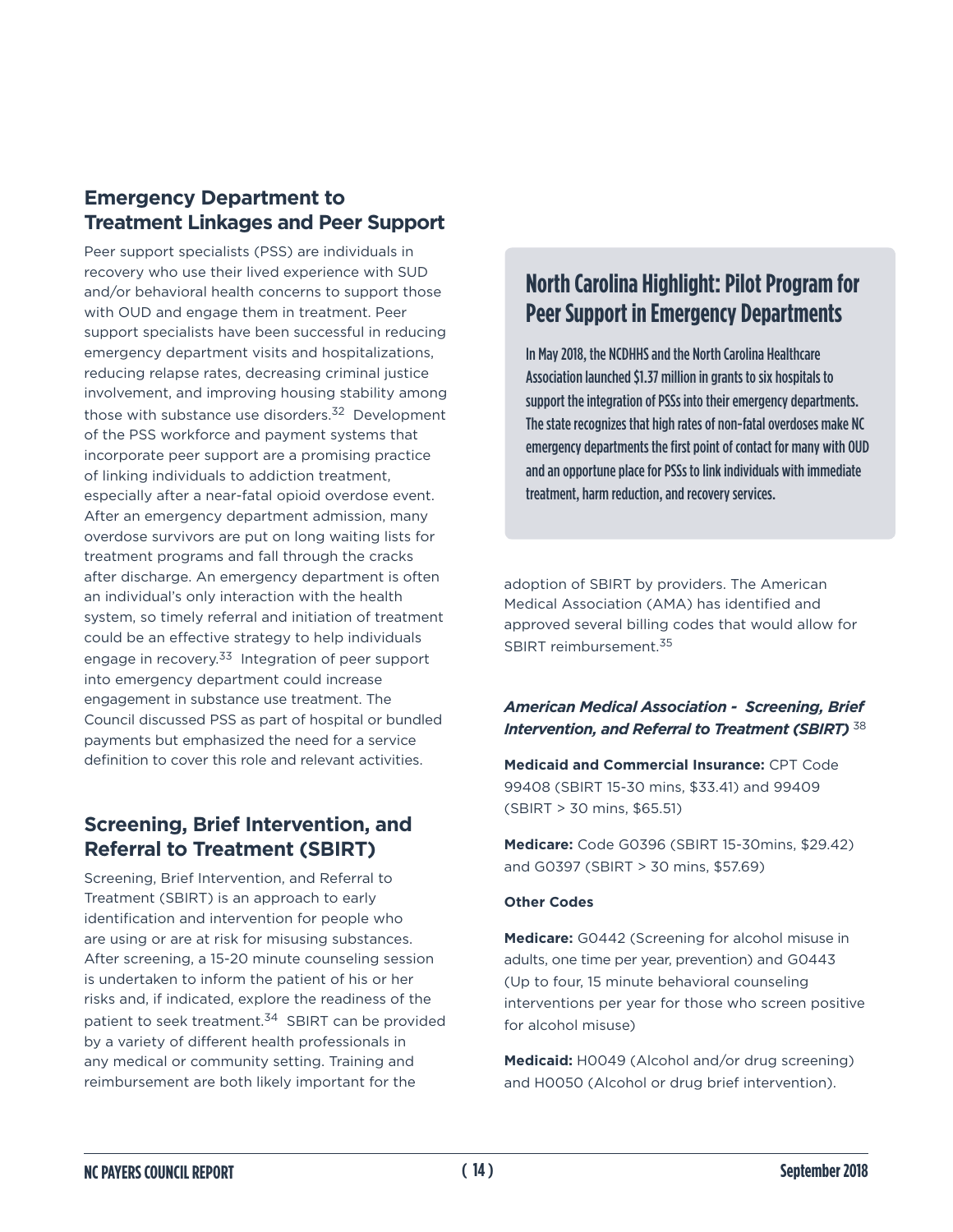## Emergency Department to Treatment Linkages and Peer Support

Peer support specialists (PSS) are individuals in recovery who use their lived experience with SUD and/or behavioral health concerns to support those with OUD and engage them in treatment. Peer support specialists have been successful in reducing emergency department visits and hospitalizations, reducing relapse rates, decreasing criminal justice involvement, and improving housing stability among those with substance use disorders.[32] Development of the PSS workforce and payment systems that incorporate peer support are a promising practice of linking individuals to addiction treatment, especially after a near-fatal opioid overdose event. After an emergency department admission, many overdose survivors are put on long waiting lists for treatment programs and fall through the cracks after discharge. An emergency department is often an individual's only interaction with the health system, so timely referral and initiation of treatment could be an effective strategy to help individuals engage in recovery.[33] Integration of peer support into emergency department could increase engagement in substance use treatment. The Council discussed PSS as part of hospital or bundled payments but emphasized the need for a service definition to cover this role and relevant activities.

## North Carolina Highlight: Pilot Program for Peer Support in Emergency Departments

**In May 2018, the NCDHHS and the North Carolina Healthcare Association launched $1.37 million in grants to six hospitals to support the integration of PSSs into their emergency departments. The state recognizes that high rates of non-fatal overdoses make NC emergency departments the first point of contact for many with OUD and an opportune place for PSSs to link individuals with immediate treatment, harm reduction, and recovery services.**

## Screening, Brief Intervention, and Referral to Treatment (SBIRT)

Screening, Brief Intervention, and Referral to Treatment (SBIRT) is an approach to early identification and intervention for people who are using or are at risk for misusing substances. After screening, a 15-20 minute counseling session is undertaken to inform the patient of his or her risks and, if indicated, explore the readiness of the patient to seek treatment.[34] SBIRT can be provided by a variety of different health professionals in any medical or community setting. Training and reimbursement are both likely important for the adoption of SBIRT by providers. The American Medical Association (AMA) has identified and approved several billing codes that would allow for SBIRT reimbursement.[35]

### *American Medical Association - Screening, Brief Intervention, and Referral to Treatment (SBIRT)* [38]

**Medicaid and Commercial Insurance:** CPT Code 99408 (SBIRT 15-30 mins, $33.41) and 99409 (SBIRT > 30 mins, $65.51)

**Medicare:** Code G0396 (SBIRT 15-30mins, $29.42) and G0397 (SBIRT > 30 mins, $57.69)

**Other Codes**

**Medicare:** G0442 (Screening for alcohol misuse in adults, one time per year, prevention) and G0443 (Up to four, 15 minute behavioral counseling interventions per year for those who screen positive for alcohol misuse)

**Medicaid:** H0049 (Alcohol and/or drug screening) and H0050 (Alcohol or drug brief intervention).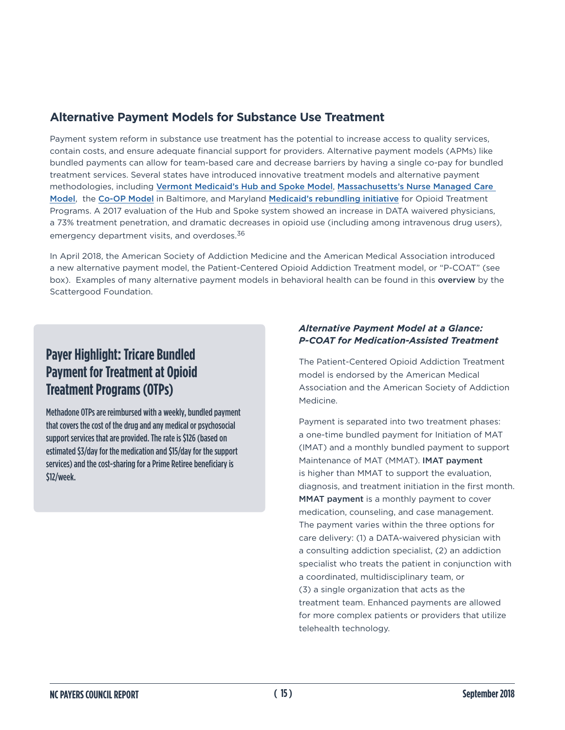## Alternative Payment Models for Substance Use Treatment

Payment system reform in substance use treatment has the potential to increase access to quality services, contain costs, and ensure adequate financial support for providers. Alternative payment models (APMs) like bundled payments can allow for team-based care and decrease barriers by having a single co-pay for bundled treatment services. Several states have introduced innovative treatment models and alternative payment methodologies, including Vermont Medicaid's Hub and Spoke Model, Massachusetts's Nurse Managed Care Model, the Co-OP Model in Baltimore, and Maryland Medicaid's rebundling initiative for Opioid Treatment Programs. A 2017 evaluation of the Hub and Spoke system showed an increase in DATA waivered physicians, a 73% treatment penetration, and dramatic decreases in opioid use (including among intravenous drug users), emergency department visits, and overdoses.[36]

In April 2018, the American Society of Addiction Medicine and the American Medical Association introduced a new alternative payment model, the Patient-Centered Opioid Addiction Treatment model, or "P-COAT" (see box). Examples of many alternative payment models in behavioral health can be found in this **overview** by the Scattergood Foundation.

### Payer Highlight: Tricare Bundled Payment for Treatment at Opioid Treatment Programs (OTPs)

Methadone OTPs are reimbursed with a weekly, bundled payment that covers the cost of the drug and any medical or psychosocial support services that are provided. The rate is $126 (based on estimated $3/day for the medication and $15/day for the support services) and the cost-sharing for a Prime Retiree beneficiary is $12/week.

### *Alternative Payment Model at a Glance: P-COAT for Medication-Assisted Treatment*

The Patient-Centered Opioid Addiction Treatment model is endorsed by the American Medical Association and the American Society of Addiction Medicine.

Payment is separated into two treatment phases: a one-time bundled payment for Initiation of MAT (IMAT) and a monthly bundled payment to support Maintenance of MAT (MMAT). **IMAT payment** is higher than MMAT to support the evaluation, diagnosis, and treatment initiation in the first month. **MMAT payment** is a monthly payment to cover medication, counseling, and case management. The payment varies within the three options for care delivery: (1) a DATA-waivered physician with a consulting addiction specialist, (2) an addiction specialist who treats the patient in conjunction with a coordinated, multidisciplinary team, or (3) a single organization that acts as the treatment team. Enhanced payments are allowed for more complex patients or providers that utilize telehealth technology.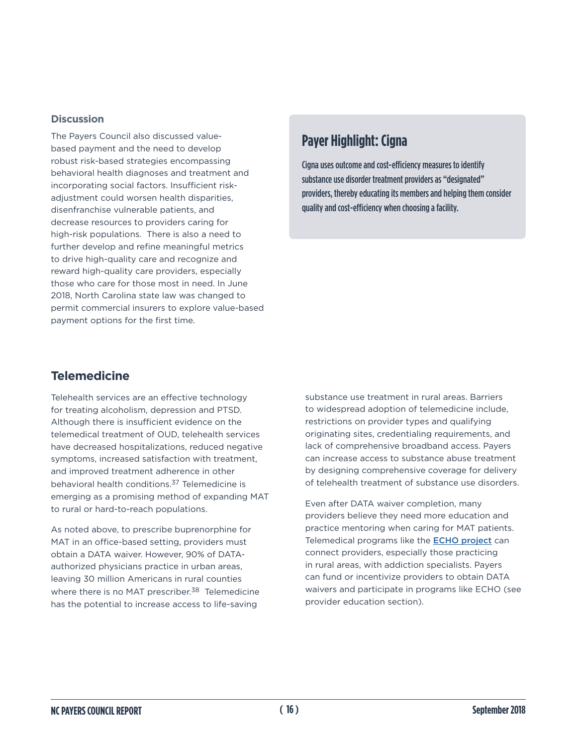### Discussion

The Payers Council also discussed value-based payment and the need to develop robust risk-based strategies encompassing behavioral health diagnoses and treatment and incorporating social factors. Insufficient risk-adjustment could worsen health disparities, disenfranchise vulnerable patients, and decrease resources to providers caring for high-risk populations. There is also a need to further develop and refine meaningful metrics to drive high-quality care and recognize and reward high-quality care providers, especially those who care for those most in need. In June 2018, North Carolina state law was changed to permit commercial insurers to explore value-based payment options for the first time.

> **Payer Highlight: Cigna**
>
> Cigna uses outcome and cost-efficiency measures to identify substance use disorder treatment providers as "designated" providers, thereby educating its members and helping them consider quality and cost-efficiency when choosing a facility.

## Telemedicine

Telehealth services are an effective technology for treating alcoholism, depression and PTSD. Although there is insufficient evidence on the telemedical treatment of OUD, telehealth services have decreased hospitalizations, reduced negative symptoms, increased satisfaction with treatment, and improved treatment adherence in other behavioral health conditions.[37] Telemedicine is emerging as a promising method of expanding MAT to rural or hard-to-reach populations.

As noted above, to prescribe buprenorphine for MAT in an office-based setting, providers must obtain a DATA waiver. However, 90% of DATA-authorized physicians practice in urban areas, leaving 30 million Americans in rural counties where there is no MAT prescriber.[38] Telemedicine has the potential to increase access to life-saving substance use treatment in rural areas. Barriers to widespread adoption of telemedicine include, restrictions on provider types and qualifying originating sites, credentialing requirements, and lack of comprehensive broadband access. Payers can increase access to substance abuse treatment by designing comprehensive coverage for delivery of telehealth treatment of substance use disorders.

Even after DATA waiver completion, many providers believe they need more education and practice mentoring when caring for MAT patients. Telemedical programs like the **ECHO project** can connect providers, especially those practicing in rural areas, with addiction specialists. Payers can fund or incentivize providers to obtain DATA waivers and participate in programs like ECHO (see provider education section).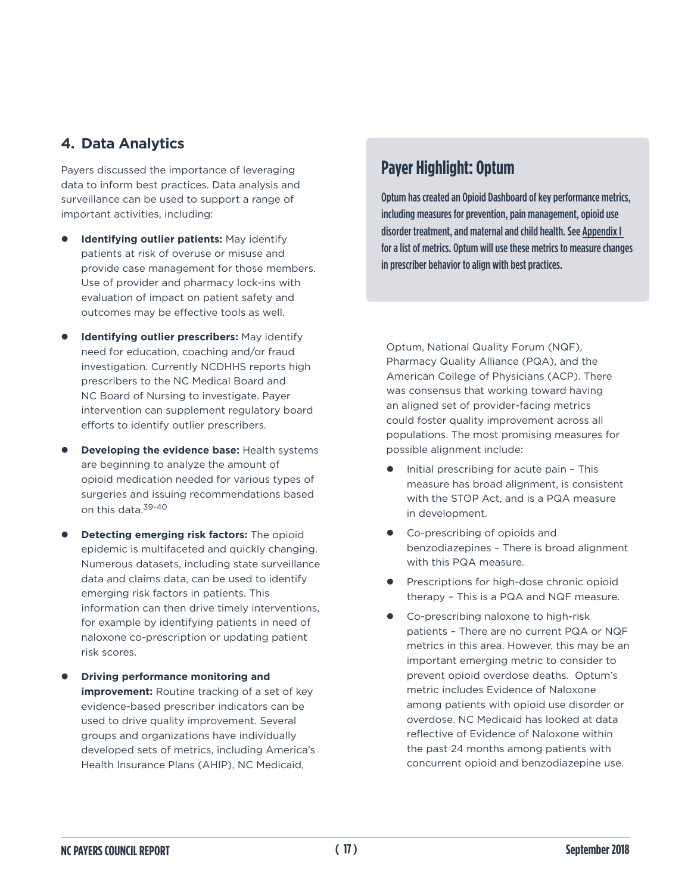## 4. Data Analytics

Payers discussed the importance of leveraging data to inform best practices. Data analysis and surveillance can be used to support a range of important activities, including:

- **Identifying outlier patients:** May identify patients at risk of overuse or misuse and provide case management for those members. Use of provider and pharmacy lock-ins with evaluation of impact on patient safety and outcomes may be effective tools as well.
- **Identifying outlier prescribers:** May identify need for education, coaching and/or fraud investigation. Currently NCDHHS reports high prescribers to the NC Medical Board and NC Board of Nursing to investigate. Payer intervention can supplement regulatory board efforts to identify outlier prescribers.
- **Developing the evidence base:** Health systems are beginning to analyze the amount of opioid medication needed for various types of surgeries and issuing recommendations based on this data.[39-40]
- **Detecting emerging risk factors:** The opioid epidemic is multifaceted and quickly changing. Numerous datasets, including state surveillance data and claims data, can be used to identify emerging risk factors in patients. This information can then drive timely interventions, for example by identifying patients in need of naloxone co-prescription or updating patient risk scores.
- **Driving performance monitoring and improvement:** Routine tracking of a set of key evidence-based prescriber indicators can be used to drive quality improvement. Several groups and organizations have individually developed sets of metrics, including America's Health Insurance Plans (AHIP), NC Medicaid, Optum, National Quality Forum (NQF), Pharmacy Quality Alliance (PQA), and the American College of Physicians (ACP). There was consensus that working toward having an aligned set of provider-facing metrics could foster quality improvement across all populations. The most promising measures for possible alignment include:
  - Initial prescribing for acute pain – This measure has broad alignment, is consistent with the STOP Act, and is a PQA measure in development.
  - Co-prescribing of opioids and benzodiazepines – There is broad alignment with this PQA measure.
  - Prescriptions for high-dose chronic opioid therapy – This is a PQA and NQF measure.
  - Co-prescribing naloxone to high-risk patients – There are no current PQA or NQF metrics in this area. However, this may be an important emerging metric to consider to prevent opioid overdose deaths. Optum's metric includes Evidence of Naloxone among patients with opioid use disorder or overdose. NC Medicaid has looked at data reflective of Evidence of Naloxone within the past 24 months among patients with concurrent opioid and benzodiazepine use.

### Payer Highlight: Optum

Optum has created an Opioid Dashboard of key performance metrics, including measures for prevention, pain management, opioid use disorder treatment, and maternal and child health. See Appendix I for a list of metrics. Optum will use these metrics to measure changes in prescriber behavior to align with best practices.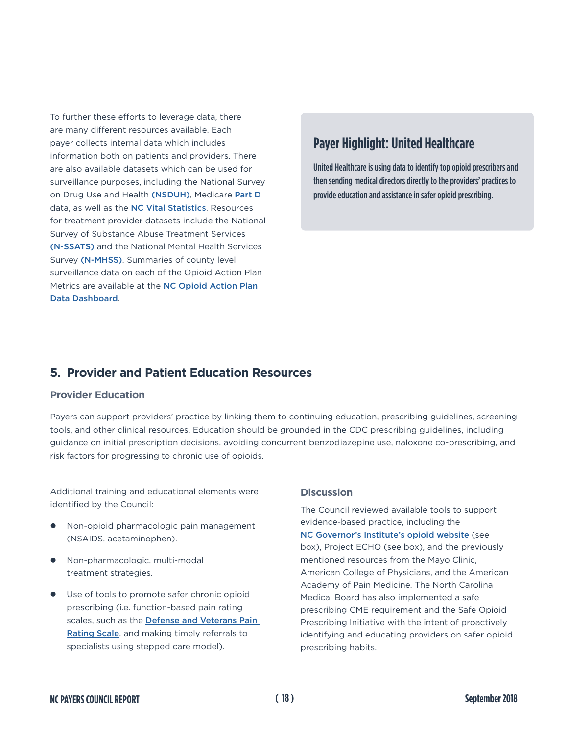To further these efforts to leverage data, there are many different resources available. Each payer collects internal data which includes information both on patients and providers. There are also available datasets which can be used for surveillance purposes, including the National Survey on Drug Use and Health (NSDUH), Medicare Part D data, as well as the NC Vital Statistics. Resources for treatment provider datasets include the National Survey of Substance Abuse Treatment Services (N-SSATS) and the National Mental Health Services Survey (N-MHSS). Summaries of county level surveillance data on each of the Opioid Action Plan Metrics are available at the NC Opioid Action Plan Data Dashboard.

### Payer Highlight: United Healthcare

**United Healthcare is using data to identify top opioid prescribers and then sending medical directors directly to the providers' practices to provide education and assistance in safer opioid prescribing.**

## 5. Provider and Patient Education Resources

### Provider Education

Payers can support providers' practice by linking them to continuing education, prescribing guidelines, screening tools, and other clinical resources. Education should be grounded in the CDC prescribing guidelines, including guidance on initial prescription decisions, avoiding concurrent benzodiazepine use, naloxone co-prescribing, and risk factors for progressing to chronic use of opioids.

Additional training and educational elements were identified by the Council:

- Non-opioid pharmacologic pain management (NSAIDS, acetaminophen).
- Non-pharmacologic, multi-modal treatment strategies.
- Use of tools to promote safer chronic opioid prescribing (i.e. function-based pain rating scales, such as the Defense and Veterans Pain Rating Scale, and making timely referrals to specialists using stepped care model).

### Discussion

The Council reviewed available tools to support evidence-based practice, including the NC Governor's Institute's opioid website (see box), Project ECHO (see box), and the previously mentioned resources from the Mayo Clinic, American College of Physicians, and the American Academy of Pain Medicine. The North Carolina Medical Board has also implemented a safe prescribing CME requirement and the Safe Opioid Prescribing Initiative with the intent of proactively identifying and educating providers on safer opioid prescribing habits.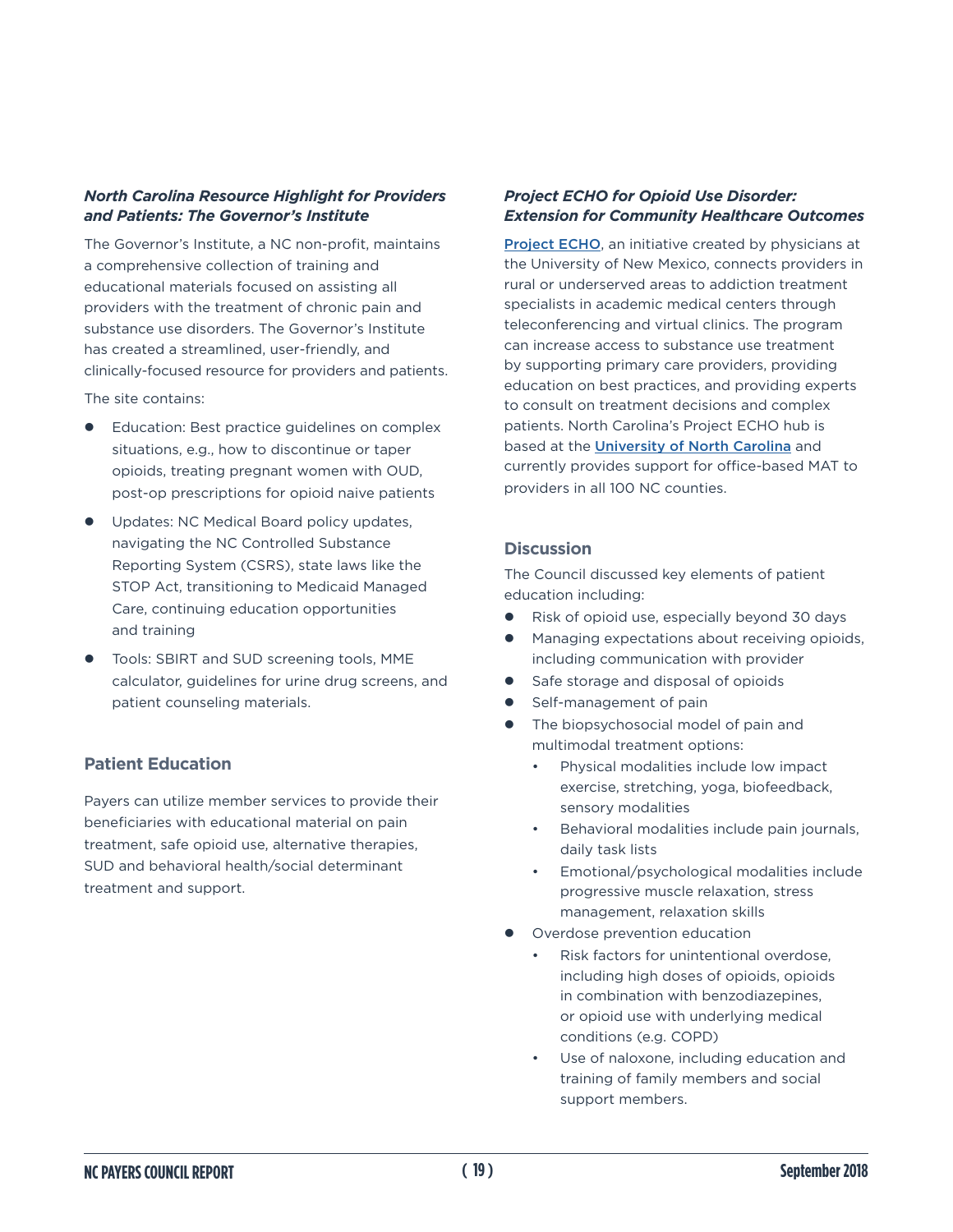***North Carolina Resource Highlight for Providers and Patients: The Governor's Institute***

The Governor's Institute, a NC non-profit, maintains a comprehensive collection of training and educational materials focused on assisting all providers with the treatment of chronic pain and substance use disorders. The Governor's Institute has created a streamlined, user-friendly, and clinically-focused resource for providers and patients.

The site contains:

- Education: Best practice guidelines on complex situations, e.g., how to discontinue or taper opioids, treating pregnant women with OUD, post-op prescriptions for opioid naive patients
- Updates: NC Medical Board policy updates, navigating the NC Controlled Substance Reporting System (CSRS), state laws like the STOP Act, transitioning to Medicaid Managed Care, continuing education opportunities and training
- Tools: SBIRT and SUD screening tools, MME calculator, guidelines for urine drug screens, and patient counseling materials.

## Patient Education

Payers can utilize member services to provide their beneficiaries with educational material on pain treatment, safe opioid use, alternative therapies, SUD and behavioral health/social determinant treatment and support.

***Project ECHO for Opioid Use Disorder: Extension for Community Healthcare Outcomes***

Project ECHO, an initiative created by physicians at the University of New Mexico, connects providers in rural or underserved areas to addiction treatment specialists in academic medical centers through teleconferencing and virtual clinics. The program can increase access to substance use treatment by supporting primary care providers, providing education on best practices, and providing experts to consult on treatment decisions and complex patients. North Carolina's Project ECHO hub is based at the **University of North Carolina** and currently provides support for office-based MAT to providers in all 100 NC counties.

## Discussion

The Council discussed key elements of patient education including:

- Risk of opioid use, especially beyond 30 days
- Managing expectations about receiving opioids, including communication with provider
- Safe storage and disposal of opioids
- Self-management of pain
- The biopsychosocial model of pain and multimodal treatment options:
  - Physical modalities include low impact exercise, stretching, yoga, biofeedback, sensory modalities
  - Behavioral modalities include pain journals, daily task lists
  - Emotional/psychological modalities include progressive muscle relaxation, stress management, relaxation skills
- Overdose prevention education
  - Risk factors for unintentional overdose, including high doses of opioids, opioids in combination with benzodiazepines, or opioid use with underlying medical conditions (e.g. COPD)
  - Use of naloxone, including education and training of family members and social support members.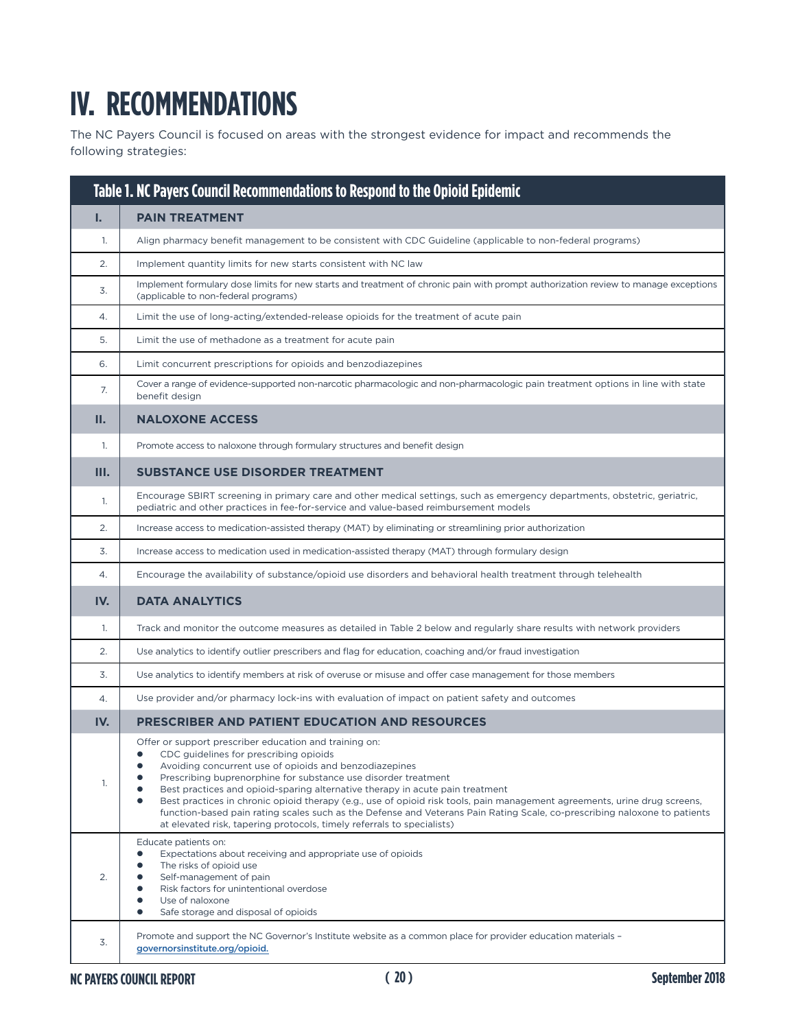# IV. RECOMMENDATIONS

The NC Payers Council is focused on areas with the strongest evidence for impact and recommends the following strategies:

**Table 1. NC Payers Council Recommendations to Respond to the Opioid Epidemic**

| | |
|---|---|
| **I.** | **PAIN TREATMENT** |
| 1. | Align pharmacy benefit management to be consistent with CDC Guideline (applicable to non-federal programs) |
| 2. | Implement quantity limits for new starts consistent with NC law |
| 3. | Implement formulary dose limits for new starts and treatment of chronic pain with prompt authorization review to manage exceptions (applicable to non-federal programs) |
| 4. | Limit the use of long-acting/extended-release opioids for the treatment of acute pain |
| 5. | Limit the use of methadone as a treatment for acute pain |
| 6. | Limit concurrent prescriptions for opioids and benzodiazepines |
| 7. | Cover a range of evidence-supported non-narcotic pharmacologic and non-pharmacologic pain treatment options in line with state benefit design |
| **II.** | **NALOXONE ACCESS** |
| 1. | Promote access to naloxone through formulary structures and benefit design |
| **III.** | **SUBSTANCE USE DISORDER TREATMENT** |
| 1. | Encourage SBIRT screening in primary care and other medical settings, such as emergency departments, obstetric, geriatric, pediatric and other practices in fee-for-service and value-based reimbursement models |
| 2. | Increase access to medication-assisted therapy (MAT) by eliminating or streamlining prior authorization |
| 3. | Increase access to medication used in medication-assisted therapy (MAT) through formulary design |
| 4. | Encourage the availability of substance/opioid use disorders and behavioral health treatment through telehealth |
| **IV.** | **DATA ANALYTICS** |
| 1. | Track and monitor the outcome measures as detailed in Table 2 below and regularly share results with network providers |
| 2. | Use analytics to identify outlier prescribers and flag for education, coaching and/or fraud investigation |
| 3. | Use analytics to identify members at risk of overuse or misuse and offer case management for those members |
| 4. | Use provider and/or pharmacy lock-ins with evaluation of impact on patient safety and outcomes |
| **IV.** | **PRESCRIBER AND PATIENT EDUCATION AND RESOURCES** |
| 1. | Offer or support prescriber education and training on:<br>• CDC guidelines for prescribing opioids<br>• Avoiding concurrent use of opioids and benzodiazepines<br>• Prescribing buprenorphine for substance use disorder treatment<br>• Best practices and opioid-sparing alternative therapy in acute pain treatment<br>• Best practices in chronic opioid therapy (e.g., use of opioid risk tools, pain management agreements, urine drug screens, function-based pain rating scales such as the Defense and Veterans Pain Rating Scale, co-prescribing naloxone to patients at elevated risk, tapering protocols, timely referrals to specialists) |
| 2. | Educate patients on:<br>• Expectations about receiving and appropriate use of opioids<br>• The risks of opioid use<br>• Self-management of pain<br>• Risk factors for unintentional overdose<br>• Use of naloxone<br>• Safe storage and disposal of opioids |
| 3. | Promote and support the NC Governor's Institute website as a common place for provider education materials – governorsinstitute.org/opioid. |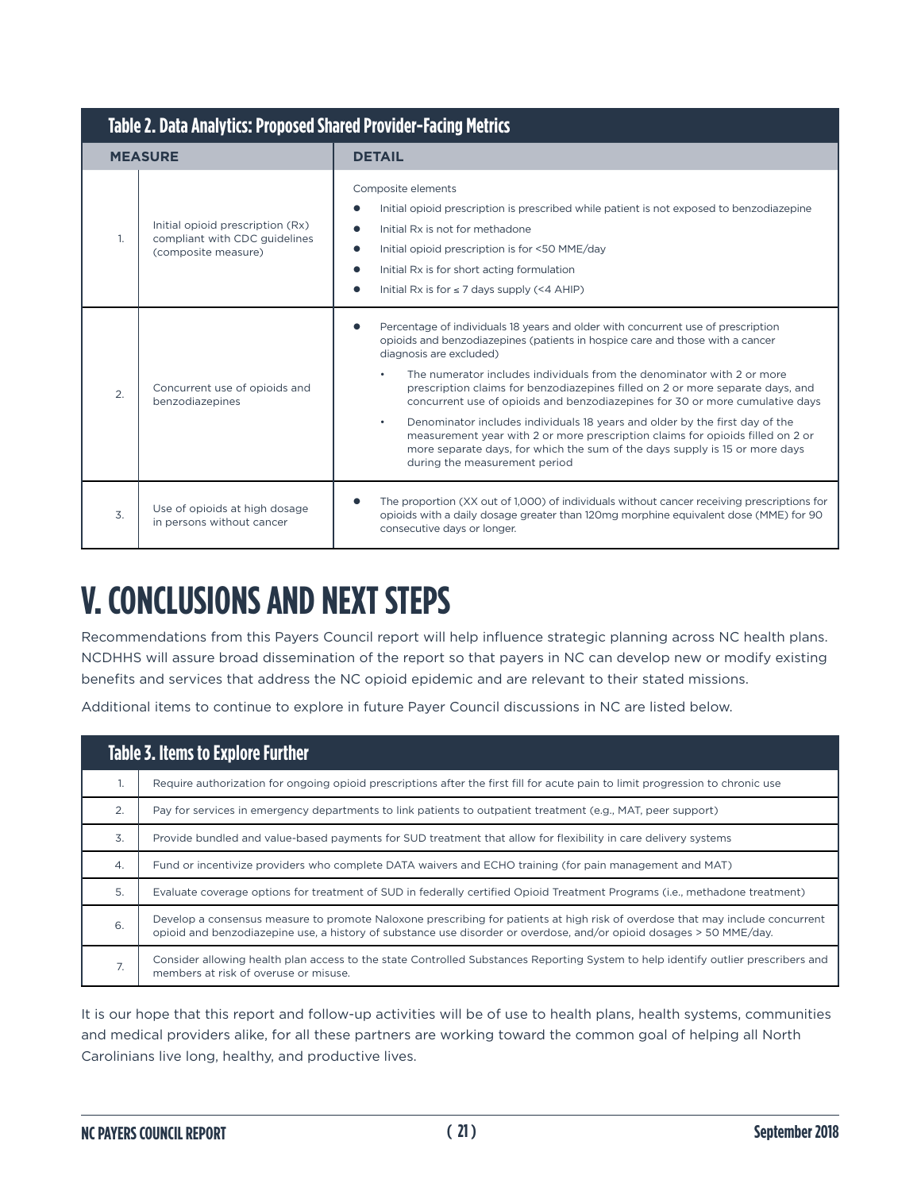**Table 2. Data Analytics: Proposed Shared Provider-Facing Metrics**

| MEASURE | | DETAIL |
|---|---|---|
| 1. | Initial opioid prescription (Rx) compliant with CDC guidelines (composite measure) | Composite elements<br>• Initial opioid prescription is prescribed while patient is not exposed to benzodiazepine<br>• Initial Rx is not for methadone<br>• Initial opioid prescription is for <50 MME/day<br>• Initial Rx is for short acting formulation<br>• Initial Rx is for ≤ 7 days supply (<4 AHIP) |
| 2. | Concurrent use of opioids and benzodiazepines | • Percentage of individuals 18 years and older with concurrent use of prescription opioids and benzodiazepines (patients in hospice care and those with a cancer diagnosis are excluded)<br>  ◦ The numerator includes individuals from the denominator with 2 or more prescription claims for benzodiazepines filled on 2 or more separate days, and concurrent use of opioids and benzodiazepines for 30 or more cumulative days<br>  ◦ Denominator includes individuals 18 years and older by the first day of the measurement year with 2 or more prescription claims for opioids filled on 2 or more separate days, for which the sum of the days supply is 15 or more days during the measurement period |
| 3. | Use of opioids at high dosage in persons without cancer | • The proportion (XX out of 1,000) of individuals without cancer receiving prescriptions for opioids with a daily dosage greater than 120mg morphine equivalent dose (MME) for 90 consecutive days or longer. |

# V. CONCLUSIONS AND NEXT STEPS

Recommendations from this Payers Council report will help influence strategic planning across NC health plans. NCDHHS will assure broad dissemination of the report so that payers in NC can develop new or modify existing benefits and services that address the NC opioid epidemic and are relevant to their stated missions.

Additional items to continue to explore in future Payer Council discussions in NC are listed below.

**Table 3. Items to Explore Further**

| | |
|---|---|
| 1. | Require authorization for ongoing opioid prescriptions after the first fill for acute pain to limit progression to chronic use |
| 2. | Pay for services in emergency departments to link patients to outpatient treatment (e.g., MAT, peer support) |
| 3. | Provide bundled and value-based payments for SUD treatment that allow for flexibility in care delivery systems |
| 4. | Fund or incentivize providers who complete DATA waivers and ECHO training (for pain management and MAT) |
| 5. | Evaluate coverage options for treatment of SUD in federally certified Opioid Treatment Programs (i.e., methadone treatment) |
| 6. | Develop a consensus measure to promote Naloxone prescribing for patients at high risk of overdose that may include concurrent opioid and benzodiazepine use, a history of substance use disorder or overdose, and/or opioid dosages > 50 MME/day. |
| 7. | Consider allowing health plan access to the state Controlled Substances Reporting System to help identify outlier prescribers and members at risk of overuse or misuse. |

It is our hope that this report and follow-up activities will be of use to health plans, health systems, communities and medical providers alike, for all these partners are working toward the common goal of helping all North Carolinians live long, healthy, and productive lives.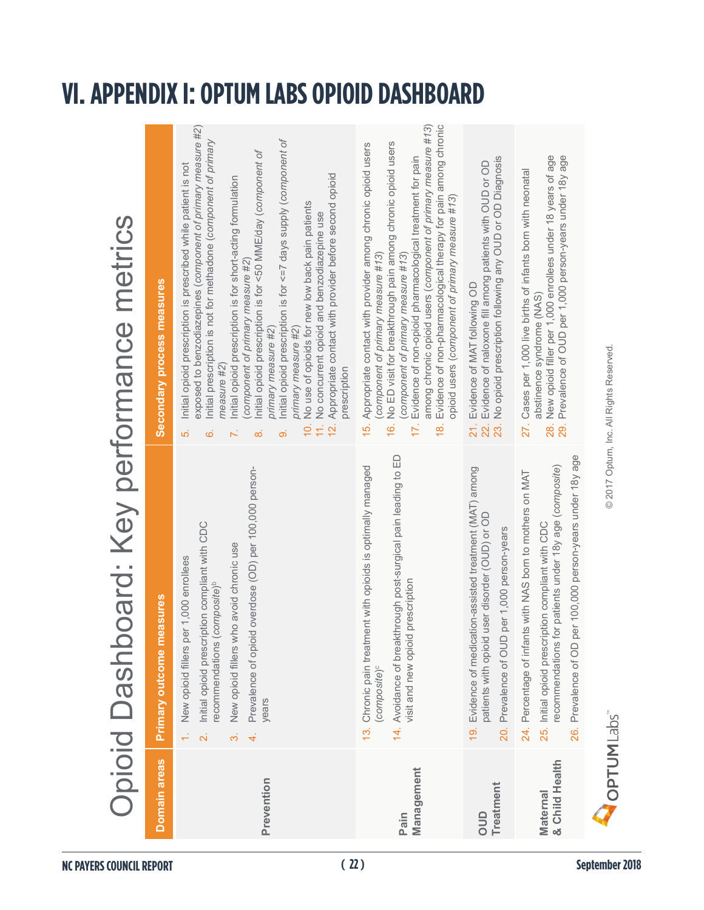# VI. APPENDIX I: OPTUM LABS OPIOID DASHBOARD

## Opioid Dashboard: Key performance metrics

| Domain areas | Primary outcome measures | Secondary process measures |
|---|---|---|
| Prevention | 1. New opioid fillers per 1,000 enrollees<br>2. Initial opioid prescription compliant with CDC recommendations (*composite*)[b]<br>3. New opioid fillers who avoid chronic use<br>4. Prevalence of opioid overdose (OD) per 100,000 person-years | 5. Initial opioid prescription is prescribed while patient is not exposed to benzodiazepines (*component of primary measure #2*)<br>6. Initial prescription is not for methadone (*component of primary measure #2*)<br>7. Initial opioid prescription is for short-acting formulation (*component of primary measure #2*)<br>8. Initial opioid prescription is for <50 MME/day (*component of primary measure #2*)<br>9. Initial opioid prescription is for <=7 days supply (*component of primary measure #2*)<br>10. No use of opioids for new low back pain patients<br>11. No concurrent opioid and benzodiazepine use<br>12. Appropriate contact with provider before second opioid prescription |
| Pain Management | 13. Chronic pain treatment with opioids is optimally managed (*composite*)[c]<br>14. Avoidance of breakthrough post-surgical pain leading to ED visit and new opioid prescription | 15. Appropriate contact with provider among chronic opioid users (*component of primary measure #13*)<br>16. No ED visit for breakthrough pain among chronic opioid users (*component of primary measure #13*)<br>17. Evidence of non-opioid pharmacological treatment for pain among chronic opioid users (*component of primary measure #13*)<br>18. Evidence of non-pharmacological therapy for pain among chronic opioid users (*component of primary measure #13*) |
| OUD Treatment | 19. Evidence of medication-assisted treatment (MAT) among patients with opioid user disorder (OUD) or OD<br>20. Prevalence of OUD per 1,000 person-years | 21. Evidence of MAT following OD<br>22. Evidence of naloxone fill among patients with OUD or OD<br>23. No opioid prescription following any OUD or OD Diagnosis |
| Maternal & Child Health | 24. Percentage of infants with NAS born to mothers on MAT<br>25. Initial opioid prescription compliant with CDC recommendations for patients under 18y age (*composite*)<br>26. Prevalence of OD per 100,000 person-years under 18y age | 27. Cases per 1,000 live births of infants born with neonatal abstinence syndrome (NAS)<br>28. New opioid filler per 1,000 enrollees under 18 years of age<br>29. Prevalence of OUD per 1,000 person-years under 18y age |

OPTUM Labs™

© 2017 Optum, Inc. All Rights Reserved.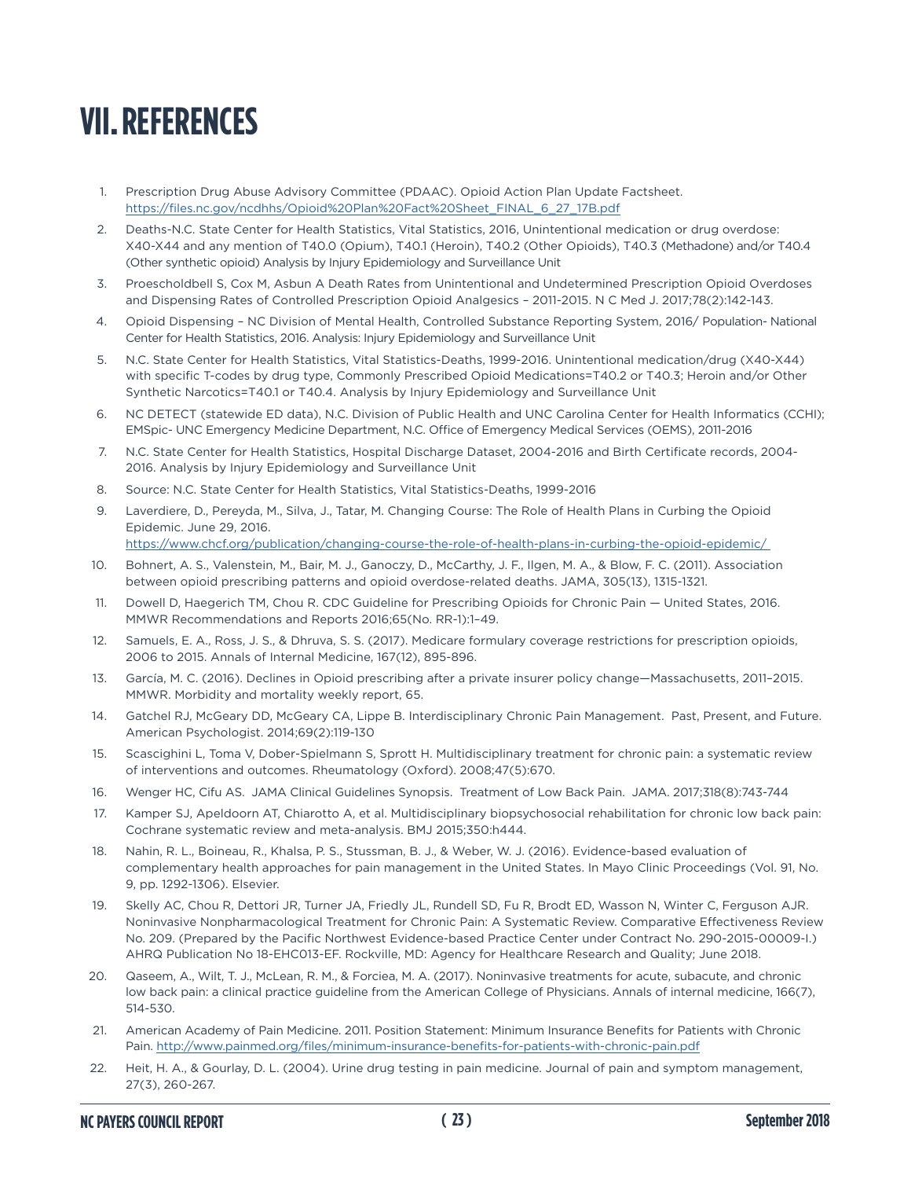# VII. REFERENCES

1. Prescription Drug Abuse Advisory Committee (PDAAC). Opioid Action Plan Update Factsheet. https://files.nc.gov/ncdhhs/Opioid%20Plan%20Fact%20Sheet_FINAL_6_27_17B.pdf
2. Deaths-N.C. State Center for Health Statistics, Vital Statistics, 2016, Unintentional medication or drug overdose: X40-X44 and any mention of T40.0 (Opium), T40.1 (Heroin), T40.2 (Other Opioids), T40.3 (Methadone) and/or T40.4 (Other synthetic opioid) Analysis by Injury Epidemiology and Surveillance Unit
3. Proescholdbell S, Cox M, Asbun A Death Rates from Unintentional and Undetermined Prescription Opioid Overdoses and Dispensing Rates of Controlled Prescription Opioid Analgesics – 2011-2015. N C Med J. 2017;78(2):142-143.
4. Opioid Dispensing – NC Division of Mental Health, Controlled Substance Reporting System, 2016/ Population- National Center for Health Statistics, 2016. Analysis: Injury Epidemiology and Surveillance Unit
5. N.C. State Center for Health Statistics, Vital Statistics-Deaths, 1999-2016. Unintentional medication/drug (X40-X44) with specific T-codes by drug type, Commonly Prescribed Opioid Medications=T40.2 or T40.3; Heroin and/or Other Synthetic Narcotics=T40.1 or T40.4. Analysis by Injury Epidemiology and Surveillance Unit
6. NC DETECT (statewide ED data), N.C. Division of Public Health and UNC Carolina Center for Health Informatics (CCHI); EMSpic- UNC Emergency Medicine Department, N.C. Office of Emergency Medical Services (OEMS), 2011-2016
7. N.C. State Center for Health Statistics, Hospital Discharge Dataset, 2004-2016 and Birth Certificate records, 2004-2016. Analysis by Injury Epidemiology and Surveillance Unit
8. Source: N.C. State Center for Health Statistics, Vital Statistics-Deaths, 1999-2016
9. Laverdiere, D., Pereyda, M., Silva, J., Tatar, M. Changing Course: The Role of Health Plans in Curbing the Opioid Epidemic. June 29, 2016. https://www.chcf.org/publication/changing-course-the-role-of-health-plans-in-curbing-the-opioid-epidemic/
10. Bohnert, A. S., Valenstein, M., Bair, M. J., Ganoczy, D., McCarthy, J. F., Ilgen, M. A., & Blow, F. C. (2011). Association between opioid prescribing patterns and opioid overdose-related deaths. JAMA, 305(13), 1315-1321.
11. Dowell D, Haegerich TM, Chou R. CDC Guideline for Prescribing Opioids for Chronic Pain — United States, 2016. MMWR Recommendations and Reports 2016;65(No. RR-1):1–49.
12. Samuels, E. A., Ross, J. S., & Dhruva, S. S. (2017). Medicare formulary coverage restrictions for prescription opioids, 2006 to 2015. Annals of Internal Medicine, 167(12), 895-896.
13. García, M. C. (2016). Declines in Opioid prescribing after a private insurer policy change—Massachusetts, 2011–2015. MMWR. Morbidity and mortality weekly report, 65.
14. Gatchel RJ, McGeary DD, McGeary CA, Lippe B. Interdisciplinary Chronic Pain Management. Past, Present, and Future. American Psychologist. 2014;69(2):119-130
15. Scascighini L, Toma V, Dober-Spielmann S, Sprott H. Multidisciplinary treatment for chronic pain: a systematic review of interventions and outcomes. Rheumatology (Oxford). 2008;47(5):670.
16. Wenger HC, Cifu AS. JAMA Clinical Guidelines Synopsis. Treatment of Low Back Pain. JAMA. 2017;318(8):743-744
17. Kamper SJ, Apeldoorn AT, Chiarotto A, et al. Multidisciplinary biopsychosocial rehabilitation for chronic low back pain: Cochrane systematic review and meta-analysis. BMJ 2015;350:h444.
18. Nahin, R. L., Boineau, R., Khalsa, P. S., Stussman, B. J., & Weber, W. J. (2016). Evidence-based evaluation of complementary health approaches for pain management in the United States. In Mayo Clinic Proceedings (Vol. 91, No. 9, pp. 1292-1306). Elsevier.
19. Skelly AC, Chou R, Dettori JR, Turner JA, Friedly JL, Rundell SD, Fu R, Brodt ED, Wasson N, Winter C, Ferguson AJR. Noninvasive Nonpharmacological Treatment for Chronic Pain: A Systematic Review. Comparative Effectiveness Review No. 209. (Prepared by the Pacific Northwest Evidence-based Practice Center under Contract No. 290-2015-00009-I.) AHRQ Publication No 18-EHC013-EF. Rockville, MD: Agency for Healthcare Research and Quality; June 2018.
20. Qaseem, A., Wilt, T. J., McLean, R. M., & Forciea, M. A. (2017). Noninvasive treatments for acute, subacute, and chronic low back pain: a clinical practice guideline from the American College of Physicians. Annals of internal medicine, 166(7), 514-530.
21. American Academy of Pain Medicine. 2011. Position Statement: Minimum Insurance Benefits for Patients with Chronic Pain. http://www.painmed.org/files/minimum-insurance-benefits-for-patients-with-chronic-pain.pdf
22. Heit, H. A., & Gourlay, D. L. (2004). Urine drug testing in pain medicine. Journal of pain and symptom management, 27(3), 260-267.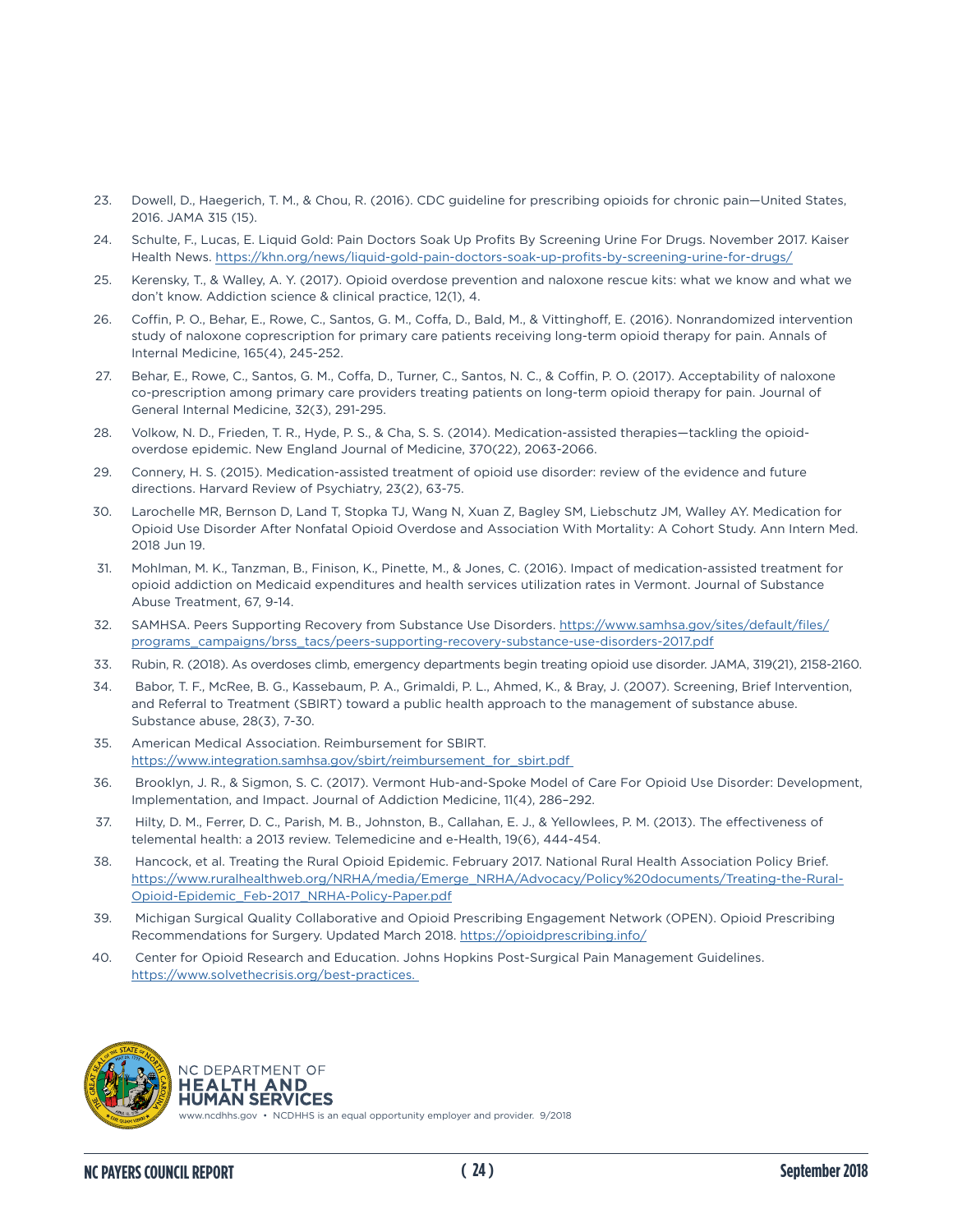23. Dowell, D., Haegerich, T. M., & Chou, R. (2016). CDC guideline for prescribing opioids for chronic pain—United States, 2016. JAMA 315 (15).
24. Schulte, F., Lucas, E. Liquid Gold: Pain Doctors Soak Up Profits By Screening Urine For Drugs. November 2017. Kaiser Health News. https://khn.org/news/liquid-gold-pain-doctors-soak-up-profits-by-screening-urine-for-drugs/
25. Kerensky, T., & Walley, A. Y. (2017). Opioid overdose prevention and naloxone rescue kits: what we know and what we don't know. Addiction science & clinical practice, 12(1), 4.
26. Coffin, P. O., Behar, E., Rowe, C., Santos, G. M., Coffa, D., Bald, M., & Vittinghoff, E. (2016). Nonrandomized intervention study of naloxone coprescription for primary care patients receiving long-term opioid therapy for pain. Annals of Internal Medicine, 165(4), 245-252.
27. Behar, E., Rowe, C., Santos, G. M., Coffa, D., Turner, C., Santos, N. C., & Coffin, P. O. (2017). Acceptability of naloxone co-prescription among primary care providers treating patients on long-term opioid therapy for pain. Journal of General Internal Medicine, 32(3), 291-295.
28. Volkow, N. D., Frieden, T. R., Hyde, P. S., & Cha, S. S. (2014). Medication-assisted therapies—tackling the opioid-overdose epidemic. New England Journal of Medicine, 370(22), 2063-2066.
29. Connery, H. S. (2015). Medication-assisted treatment of opioid use disorder: review of the evidence and future directions. Harvard Review of Psychiatry, 23(2), 63-75.
30. Larochelle MR, Bernson D, Land T, Stopka TJ, Wang N, Xuan Z, Bagley SM, Liebschutz JM, Walley AY. Medication for Opioid Use Disorder After Nonfatal Opioid Overdose and Association With Mortality: A Cohort Study. Ann Intern Med. 2018 Jun 19.
31. Mohlman, M. K., Tanzman, B., Finison, K., Pinette, M., & Jones, C. (2016). Impact of medication-assisted treatment for opioid addiction on Medicaid expenditures and health services utilization rates in Vermont. Journal of Substance Abuse Treatment, 67, 9-14.
32. SAMHSA. Peers Supporting Recovery from Substance Use Disorders. https://www.samhsa.gov/sites/default/files/programs_campaigns/brss_tacs/peers-supporting-recovery-substance-use-disorders-2017.pdf
33. Rubin, R. (2018). As overdoses climb, emergency departments begin treating opioid use disorder. JAMA, 319(21), 2158-2160.
34. Babor, T. F., McRee, B. G., Kassebaum, P. A., Grimaldi, P. L., Ahmed, K., & Bray, J. (2007). Screening, Brief Intervention, and Referral to Treatment (SBIRT) toward a public health approach to the management of substance abuse. Substance abuse, 28(3), 7-30.
35. American Medical Association. Reimbursement for SBIRT. https://www.integration.samhsa.gov/sbirt/reimbursement_for_sbirt.pdf
36. Brooklyn, J. R., & Sigmon, S. C. (2017). Vermont Hub-and-Spoke Model of Care For Opioid Use Disorder: Development, Implementation, and Impact. Journal of Addiction Medicine, 11(4), 286–292.
37. Hilty, D. M., Ferrer, D. C., Parish, M. B., Johnston, B., Callahan, E. J., & Yellowlees, P. M. (2013). The effectiveness of telemental health: a 2013 review. Telemedicine and e-Health, 19(6), 444-454.
38. Hancock, et al. Treating the Rural Opioid Epidemic. February 2017. National Rural Health Association Policy Brief. https://www.ruralhealthweb.org/NRHA/media/Emerge_NRHA/Advocacy/Policy%20documents/Treating-the-Rural-Opioid-Epidemic_Feb-2017_NRHA-Policy-Paper.pdf
39. Michigan Surgical Quality Collaborative and Opioid Prescribing Engagement Network (OPEN). Opioid Prescribing Recommendations for Surgery. Updated March 2018. https://opioidprescribing.info/
40. Center for Opioid Research and Education. Johns Hopkins Post-Surgical Pain Management Guidelines. https://www.solvethecrisis.org/best-practices.

NC DEPARTMENT OF
**HEALTH AND HUMAN SERVICES**
www.ncdhhs.gov • NCDHHS is an equal opportunity employer and provider. 9/2018